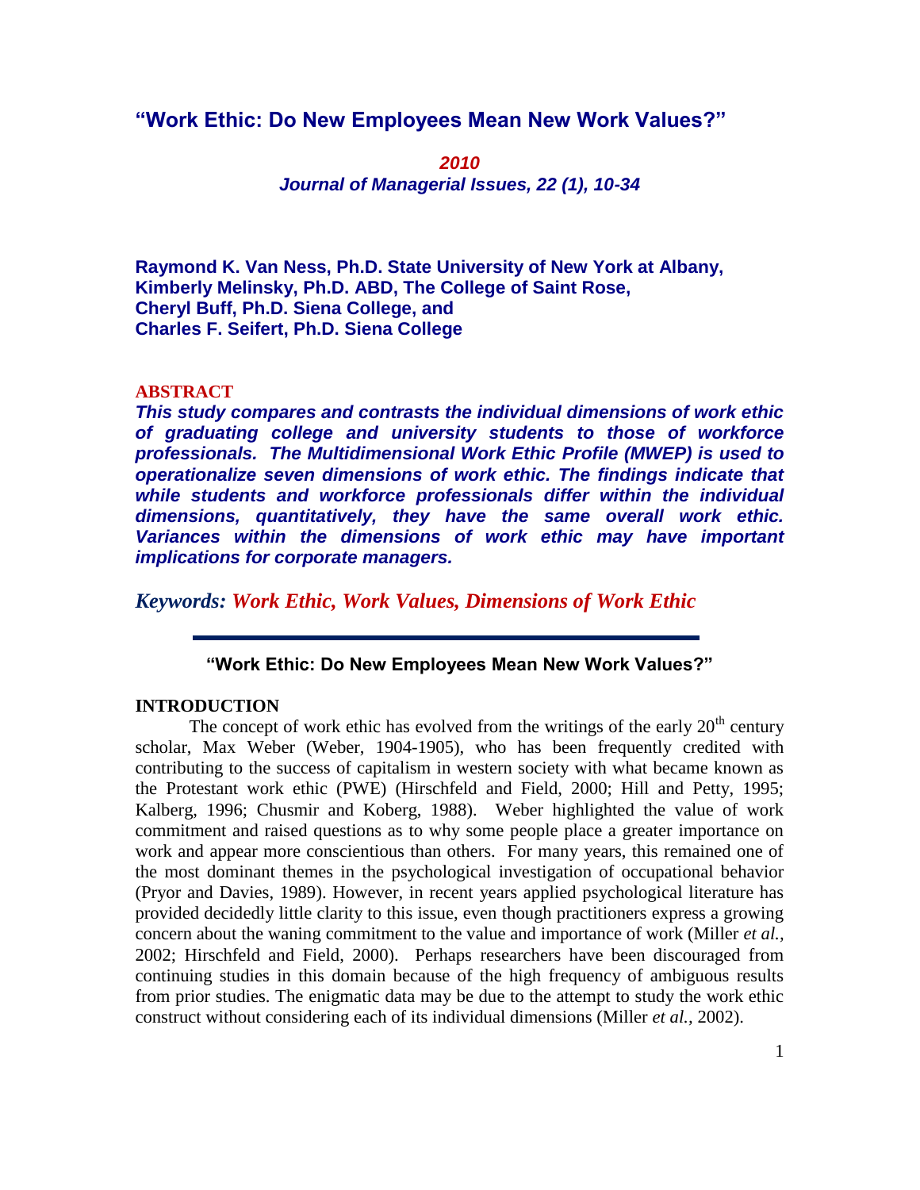# "Work Ethic: Do New Employees Mean New Work Values?"

***2010***

***Journal of Managerial Issues, 22 (1), 10-34***

**Raymond K. Van Ness, Ph.D. State University of New York at Albany,**
**Kimberly Melinsky, Ph.D. ABD, The College of Saint Rose,**
**Cheryl Buff, Ph.D. Siena College, and**
**Charles F. Seifert, Ph.D. Siena College**

## ABSTRACT

***This study compares and contrasts the individual dimensions of work ethic of graduating college and university students to those of workforce professionals. The Multidimensional Work Ethic Profile (MWEP) is used to operationalize seven dimensions of work ethic. The findings indicate that while students and workforce professionals differ within the individual dimensions, quantitatively, they have the same overall work ethic. Variances within the dimensions of work ethic may have important implications for corporate managers.***

***Keywords:* *Work Ethic, Work Values, Dimensions of Work Ethic***

---

**"Work Ethic: Do New Employees Mean New Work Values?"**

## INTRODUCTION

The concept of work ethic has evolved from the writings of the early 20$^{th}$ century scholar, Max Weber (Weber, 1904-1905), who has been frequently credited with contributing to the success of capitalism in western society with what became known as the Protestant work ethic (PWE) (Hirschfeld and Field, 2000; Hill and Petty, 1995; Kalberg, 1996; Chusmir and Koberg, 1988). Weber highlighted the value of work commitment and raised questions as to why some people place a greater importance on work and appear more conscientious than others. For many years, this remained one of the most dominant themes in the psychological investigation of occupational behavior (Pryor and Davies, 1989). However, in recent years applied psychological literature has provided decidedly little clarity to this issue, even though practitioners express a growing concern about the waning commitment to the value and importance of work (Miller *et al.*, 2002; Hirschfeld and Field, 2000). Perhaps researchers have been discouraged from continuing studies in this domain because of the high frequency of ambiguous results from prior studies. The enigmatic data may be due to the attempt to study the work ethic construct without considering each of its individual dimensions (Miller *et al.*, 2002).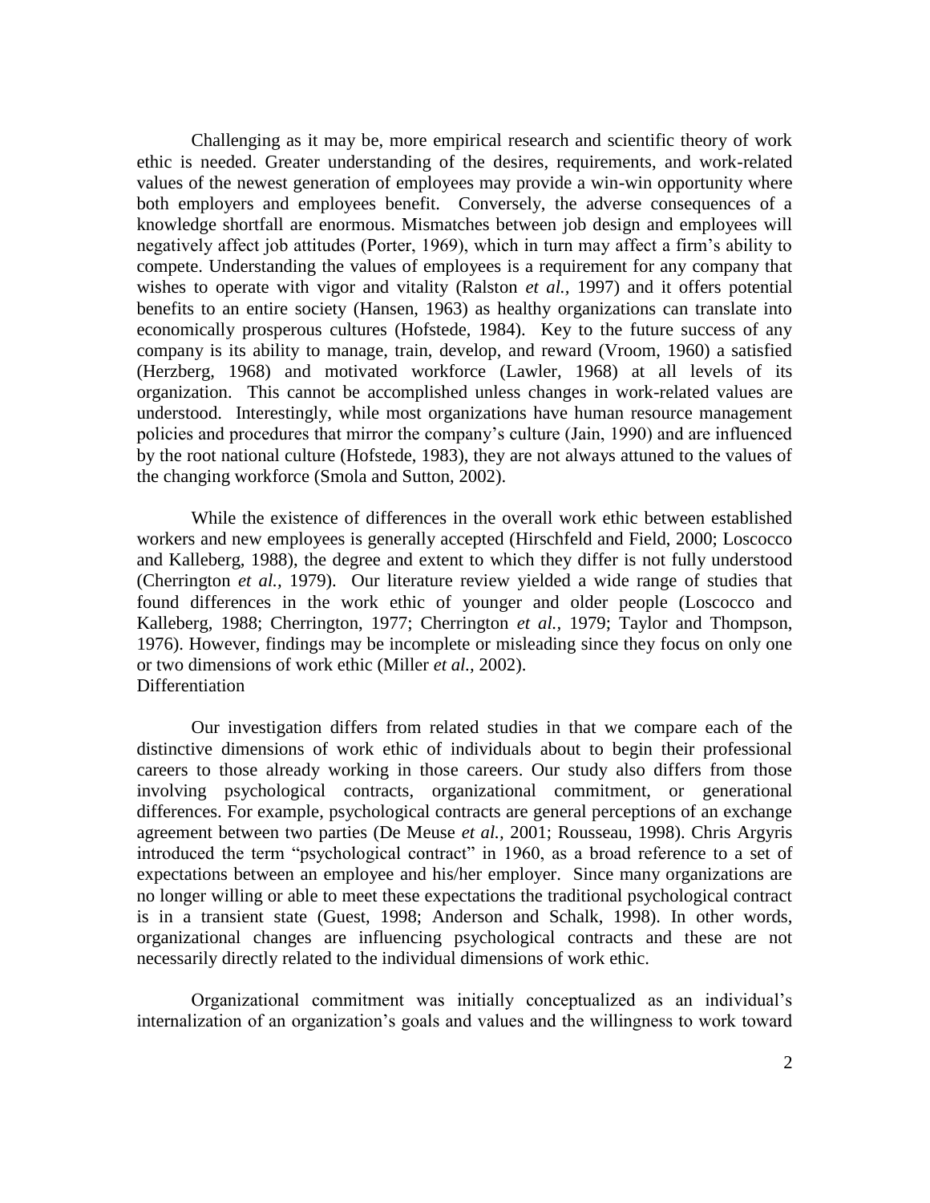Challenging as it may be, more empirical research and scientific theory of work ethic is needed. Greater understanding of the desires, requirements, and work-related values of the newest generation of employees may provide a win-win opportunity where both employers and employees benefit. Conversely, the adverse consequences of a knowledge shortfall are enormous. Mismatches between job design and employees will negatively affect job attitudes (Porter, 1969), which in turn may affect a firm's ability to compete. Understanding the values of employees is a requirement for any company that wishes to operate with vigor and vitality (Ralston *et al.,* 1997) and it offers potential benefits to an entire society (Hansen, 1963) as healthy organizations can translate into economically prosperous cultures (Hofstede, 1984). Key to the future success of any company is its ability to manage, train, develop, and reward (Vroom, 1960) a satisfied (Herzberg, 1968) and motivated workforce (Lawler, 1968) at all levels of its organization. This cannot be accomplished unless changes in work-related values are understood. Interestingly, while most organizations have human resource management policies and procedures that mirror the company's culture (Jain, 1990) and are influenced by the root national culture (Hofstede, 1983), they are not always attuned to the values of the changing workforce (Smola and Sutton, 2002).

While the existence of differences in the overall work ethic between established workers and new employees is generally accepted (Hirschfeld and Field, 2000; Loscocco and Kalleberg, 1988), the degree and extent to which they differ is not fully understood (Cherrington *et al.,* 1979). Our literature review yielded a wide range of studies that found differences in the work ethic of younger and older people (Loscocco and Kalleberg, 1988; Cherrington, 1977; Cherrington *et al.,* 1979; Taylor and Thompson, 1976). However, findings may be incomplete or misleading since they focus on only one or two dimensions of work ethic (Miller *et al.,* 2002).

## Differentiation

Our investigation differs from related studies in that we compare each of the distinctive dimensions of work ethic of individuals about to begin their professional careers to those already working in those careers. Our study also differs from those involving psychological contracts, organizational commitment, or generational differences. For example, psychological contracts are general perceptions of an exchange agreement between two parties (De Meuse *et al.,* 2001; Rousseau, 1998). Chris Argyris introduced the term "psychological contract" in 1960, as a broad reference to a set of expectations between an employee and his/her employer. Since many organizations are no longer willing or able to meet these expectations the traditional psychological contract is in a transient state (Guest, 1998; Anderson and Schalk, 1998). In other words, organizational changes are influencing psychological contracts and these are not necessarily directly related to the individual dimensions of work ethic.

Organizational commitment was initially conceptualized as an individual's internalization of an organization's goals and values and the willingness to work toward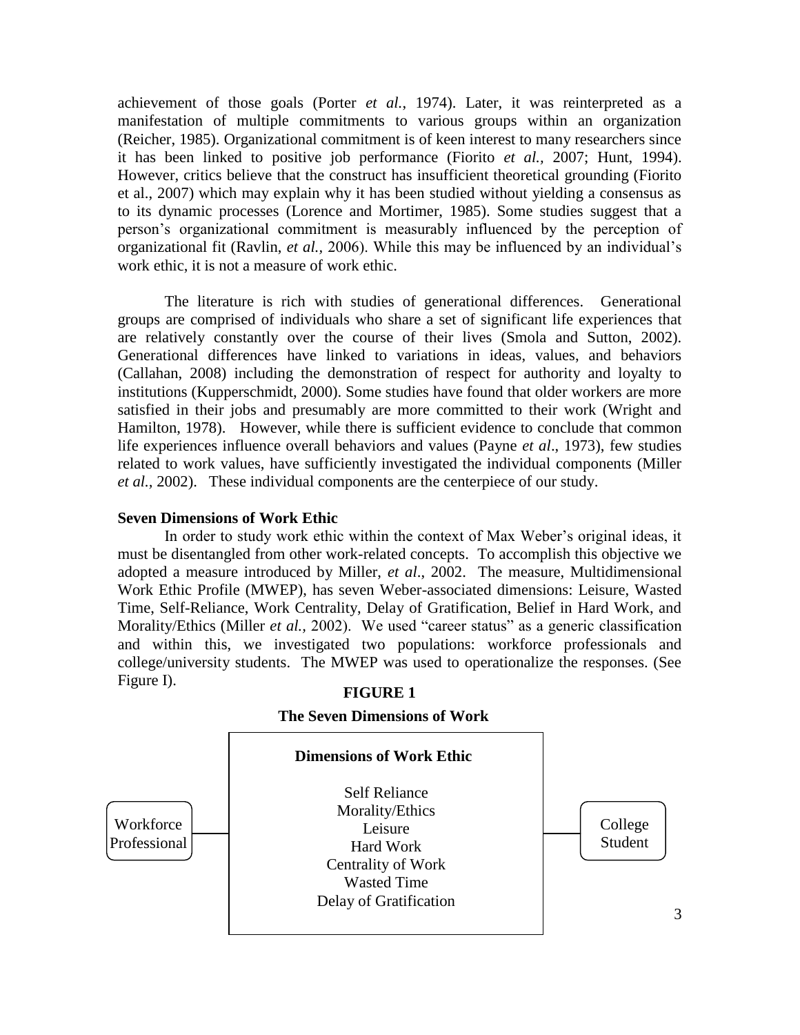achievement of those goals (Porter *et al.*, 1974). Later, it was reinterpreted as a manifestation of multiple commitments to various groups within an organization (Reicher, 1985). Organizational commitment is of keen interest to many researchers since it has been linked to positive job performance (Fiorito *et al.*, 2007; Hunt, 1994). However, critics believe that the construct has insufficient theoretical grounding (Fiorito et al., 2007) which may explain why it has been studied without yielding a consensus as to its dynamic processes (Lorence and Mortimer, 1985). Some studies suggest that a person's organizational commitment is measurably influenced by the perception of organizational fit (Ravlin, *et al.*, 2006). While this may be influenced by an individual's work ethic, it is not a measure of work ethic.

The literature is rich with studies of generational differences. Generational groups are comprised of individuals who share a set of significant life experiences that are relatively constantly over the course of their lives (Smola and Sutton, 2002). Generational differences have linked to variations in ideas, values, and behaviors (Callahan, 2008) including the demonstration of respect for authority and loyalty to institutions (Kupperschmidt, 2000). Some studies have found that older workers are more satisfied in their jobs and presumably are more committed to their work (Wright and Hamilton, 1978). However, while there is sufficient evidence to conclude that common life experiences influence overall behaviors and values (Payne *et al*., 1973), few studies related to work values, have sufficiently investigated the individual components (Miller *et al.*, 2002). These individual components are the centerpiece of our study.

**Seven Dimensions of Work Ethic**

In order to study work ethic within the context of Max Weber's original ideas, it must be disentangled from other work-related concepts. To accomplish this objective we adopted a measure introduced by Miller, *et al*., 2002. The measure, Multidimensional Work Ethic Profile (MWEP), has seven Weber-associated dimensions: Leisure, Wasted Time, Self-Reliance, Work Centrality, Delay of Gratification, Belief in Hard Work, and Morality/Ethics (Miller *et al.,* 2002). We used "career status" as a generic classification and within this, we investigated two populations: workforce professionals and college/university students. The MWEP was used to operationalize the responses. (See Figure I).

**FIGURE 1**

**The Seven Dimensions of Work**

Workforce Professional — **Dimensions of Work Ethic**: Self Reliance, Morality/Ethics, Leisure, Hard Work, Centrality of Work, Wasted Time, Delay of Gratification — College Student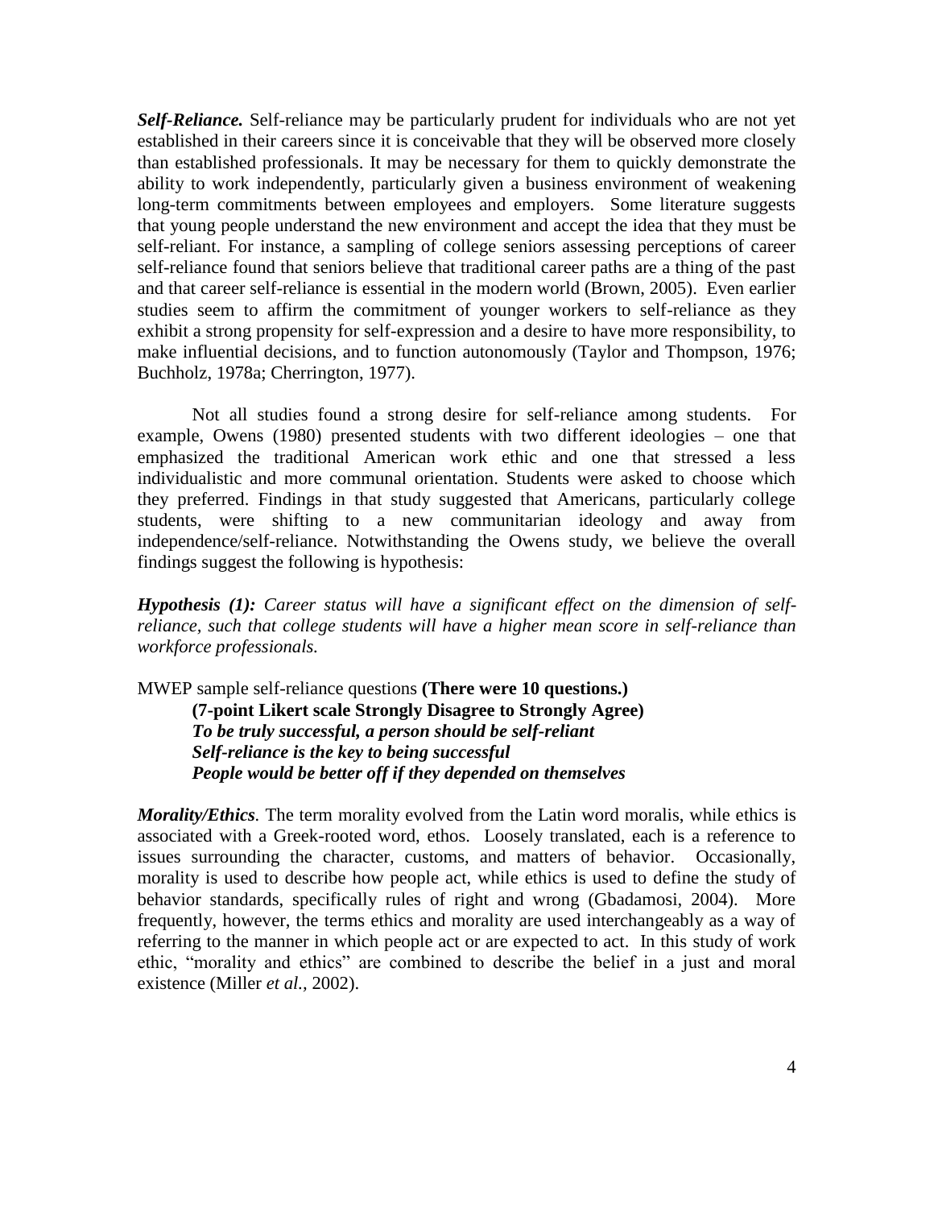***Self-Reliance.*** Self-reliance may be particularly prudent for individuals who are not yet established in their careers since it is conceivable that they will be observed more closely than established professionals. It may be necessary for them to quickly demonstrate the ability to work independently, particularly given a business environment of weakening long-term commitments between employees and employers. Some literature suggests that young people understand the new environment and accept the idea that they must be self-reliant. For instance, a sampling of college seniors assessing perceptions of career self-reliance found that seniors believe that traditional career paths are a thing of the past and that career self-reliance is essential in the modern world (Brown, 2005). Even earlier studies seem to affirm the commitment of younger workers to self-reliance as they exhibit a strong propensity for self-expression and a desire to have more responsibility, to make influential decisions, and to function autonomously (Taylor and Thompson, 1976; Buchholz, 1978a; Cherrington, 1977).

Not all studies found a strong desire for self-reliance among students. For example, Owens (1980) presented students with two different ideologies – one that emphasized the traditional American work ethic and one that stressed a less individualistic and more communal orientation. Students were asked to choose which they preferred. Findings in that study suggested that Americans, particularly college students, were shifting to a new communitarian ideology and away from independence/self-reliance. Notwithstanding the Owens study, we believe the overall findings suggest the following is hypothesis:

***Hypothesis (1):*** *Career status will have a significant effect on the dimension of self-reliance, such that college students will have a higher mean score in self-reliance than workforce professionals.*

MWEP sample self-reliance questions **(There were 10 questions.)**

> **(7-point Likert scale Strongly Disagree to Strongly Agree)**
> ***To be truly successful, a person should be self-reliant***
> ***Self-reliance is the key to being successful***
> ***People would be better off if they depended on themselves***

***Morality/Ethics.*** The term morality evolved from the Latin word moralis, while ethics is associated with a Greek-rooted word, ethos. Loosely translated, each is a reference to issues surrounding the character, customs, and matters of behavior. Occasionally, morality is used to describe how people act, while ethics is used to define the study of behavior standards, specifically rules of right and wrong (Gbadamosi, 2004). More frequently, however, the terms ethics and morality are used interchangeably as a way of referring to the manner in which people act or are expected to act. In this study of work ethic, "morality and ethics" are combined to describe the belief in a just and moral existence (Miller *et al.*, 2002).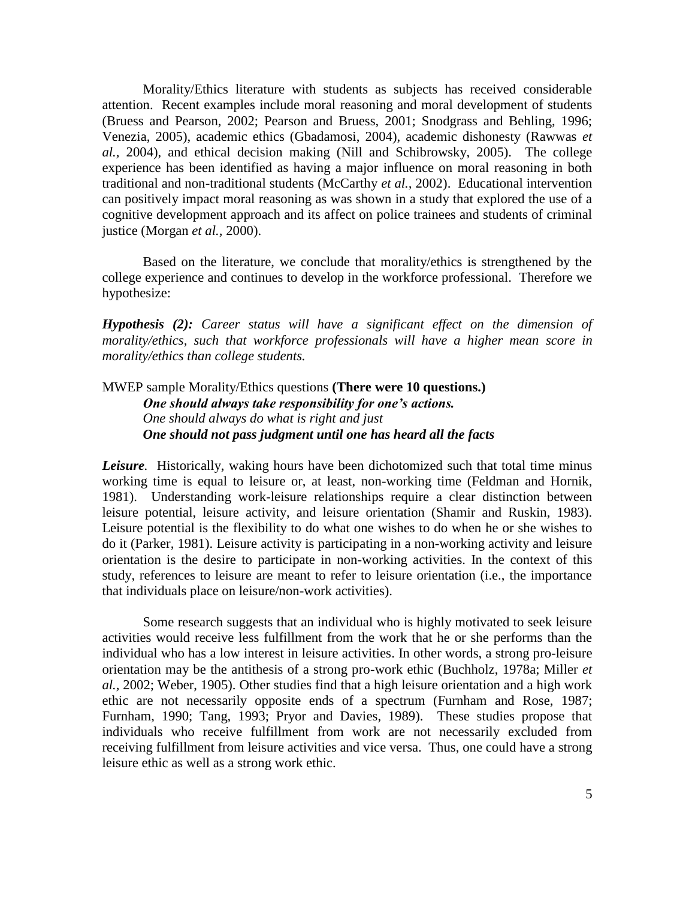Morality/Ethics literature with students as subjects has received considerable attention. Recent examples include moral reasoning and moral development of students (Bruess and Pearson, 2002; Pearson and Bruess, 2001; Snodgrass and Behling, 1996; Venezia, 2005), academic ethics (Gbadamosi, 2004), academic dishonesty (Rawwas *et al.*, 2004), and ethical decision making (Nill and Schibrowsky, 2005). The college experience has been identified as having a major influence on moral reasoning in both traditional and non-traditional students (McCarthy *et al.*, 2002). Educational intervention can positively impact moral reasoning as was shown in a study that explored the use of a cognitive development approach and its affect on police trainees and students of criminal justice (Morgan *et al.*, 2000).

Based on the literature, we conclude that morality/ethics is strengthened by the college experience and continues to develop in the workforce professional. Therefore we hypothesize:

***Hypothesis (2):*** *Career status will have a significant effect on the dimension of morality/ethics, such that workforce professionals will have a higher mean score in morality/ethics than college students.*

MWEP sample Morality/Ethics questions **(There were 10 questions.)**

***One should always take responsibility for one's actions.***

*One should always do what is right and just*

***One should not pass judgment until one has heard all the facts***

***Leisure.*** Historically, waking hours have been dichotomized such that total time minus working time is equal to leisure or, at least, non-working time (Feldman and Hornik, 1981). Understanding work-leisure relationships require a clear distinction between leisure potential, leisure activity, and leisure orientation (Shamir and Ruskin, 1983). Leisure potential is the flexibility to do what one wishes to do when he or she wishes to do it (Parker, 1981). Leisure activity is participating in a non-working activity and leisure orientation is the desire to participate in non-working activities. In the context of this study, references to leisure are meant to refer to leisure orientation (i.e., the importance that individuals place on leisure/non-work activities).

Some research suggests that an individual who is highly motivated to seek leisure activities would receive less fulfillment from the work that he or she performs than the individual who has a low interest in leisure activities. In other words, a strong pro-leisure orientation may be the antithesis of a strong pro-work ethic (Buchholz, 1978a; Miller *et al.*, 2002; Weber, 1905). Other studies find that a high leisure orientation and a high work ethic are not necessarily opposite ends of a spectrum (Furnham and Rose, 1987; Furnham, 1990; Tang, 1993; Pryor and Davies, 1989). These studies propose that individuals who receive fulfillment from work are not necessarily excluded from receiving fulfillment from leisure activities and vice versa. Thus, one could have a strong leisure ethic as well as a strong work ethic.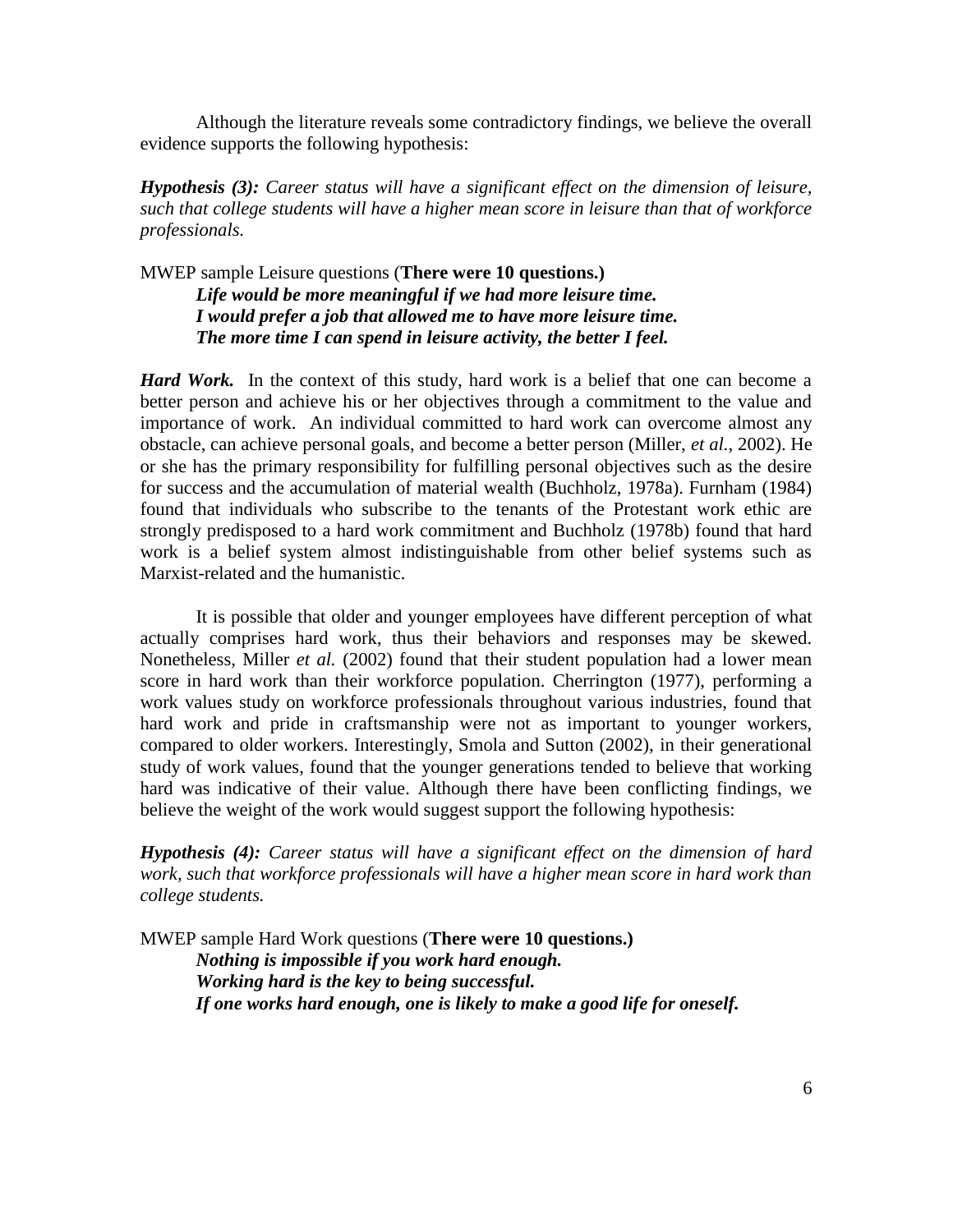Although the literature reveals some contradictory findings, we believe the overall evidence supports the following hypothesis:

***Hypothesis (3):*** *Career status will have a significant effect on the dimension of leisure, such that college students will have a higher mean score in leisure than that of workforce professionals.*

MWEP sample Leisure questions (**There were 10 questions.**)

> ***Life would be more meaningful if we had more leisure time.***
> ***I would prefer a job that allowed me to have more leisure time.***
> ***The more time I can spend in leisure activity, the better I feel.***

***Hard Work.*** In the context of this study, hard work is a belief that one can become a better person and achieve his or her objectives through a commitment to the value and importance of work. An individual committed to hard work can overcome almost any obstacle, can achieve personal goals, and become a better person (Miller, *et al.,* 2002). He or she has the primary responsibility for fulfilling personal objectives such as the desire for success and the accumulation of material wealth (Buchholz, 1978a). Furnham (1984) found that individuals who subscribe to the tenants of the Protestant work ethic are strongly predisposed to a hard work commitment and Buchholz (1978b) found that hard work is a belief system almost indistinguishable from other belief systems such as Marxist-related and the humanistic.

It is possible that older and younger employees have different perception of what actually comprises hard work, thus their behaviors and responses may be skewed. Nonetheless, Miller *et al.* (2002) found that their student population had a lower mean score in hard work than their workforce population. Cherrington (1977), performing a work values study on workforce professionals throughout various industries, found that hard work and pride in craftsmanship were not as important to younger workers, compared to older workers. Interestingly, Smola and Sutton (2002), in their generational study of work values, found that the younger generations tended to believe that working hard was indicative of their value. Although there have been conflicting findings, we believe the weight of the work would suggest support the following hypothesis:

***Hypothesis (4):*** *Career status will have a significant effect on the dimension of hard work, such that workforce professionals will have a higher mean score in hard work than college students.*

MWEP sample Hard Work questions (**There were 10 questions.**)

> ***Nothing is impossible if you work hard enough.***
> ***Working hard is the key to being successful.***
> ***If one works hard enough, one is likely to make a good life for oneself.***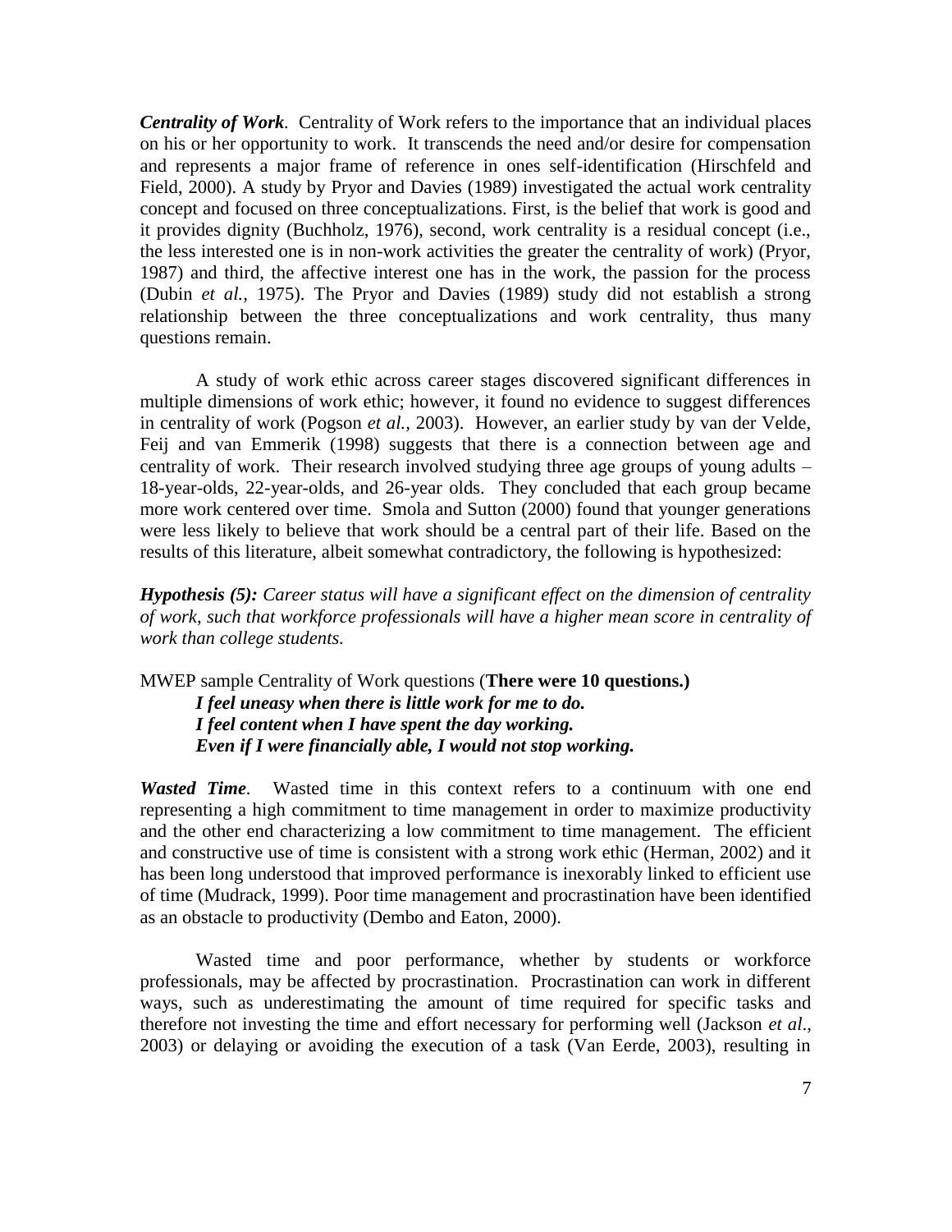***Centrality of Work***. Centrality of Work refers to the importance that an individual places on his or her opportunity to work. It transcends the need and/or desire for compensation and represents a major frame of reference in ones self-identification (Hirschfeld and Field, 2000). A study by Pryor and Davies (1989) investigated the actual work centrality concept and focused on three conceptualizations. First, is the belief that work is good and it provides dignity (Buchholz, 1976), second, work centrality is a residual concept (i.e., the less interested one is in non-work activities the greater the centrality of work) (Pryor, 1987) and third, the affective interest one has in the work, the passion for the process (Dubin *et al.*, 1975). The Pryor and Davies (1989) study did not establish a strong relationship between the three conceptualizations and work centrality, thus many questions remain.

A study of work ethic across career stages discovered significant differences in multiple dimensions of work ethic; however, it found no evidence to suggest differences in centrality of work (Pogson *et al.,* 2003). However, an earlier study by van der Velde, Feij and van Emmerik (1998) suggests that there is a connection between age and centrality of work. Their research involved studying three age groups of young adults – 18-year-olds, 22-year-olds, and 26-year olds. They concluded that each group became more work centered over time. Smola and Sutton (2000) found that younger generations were less likely to believe that work should be a central part of their life. Based on the results of this literature, albeit somewhat contradictory, the following is hypothesized:

***Hypothesis (5):*** *Career status will have a significant effect on the dimension of centrality of work, such that workforce professionals will have a higher mean score in centrality of work than college students.*

MWEP sample Centrality of Work questions (**There were 10 questions.)**

***I feel uneasy when there is little work for me to do.***
***I feel content when I have spent the day working.***
***Even if I were financially able, I would not stop working.***

***Wasted Time***. Wasted time in this context refers to a continuum with one end representing a high commitment to time management in order to maximize productivity and the other end characterizing a low commitment to time management. The efficient and constructive use of time is consistent with a strong work ethic (Herman, 2002) and it has been long understood that improved performance is inexorably linked to efficient use of time (Mudrack, 1999). Poor time management and procrastination have been identified as an obstacle to productivity (Dembo and Eaton, 2000).

Wasted time and poor performance, whether by students or workforce professionals, may be affected by procrastination. Procrastination can work in different ways, such as underestimating the amount of time required for specific tasks and therefore not investing the time and effort necessary for performing well (Jackson *et al*., 2003) or delaying or avoiding the execution of a task (Van Eerde, 2003), resulting in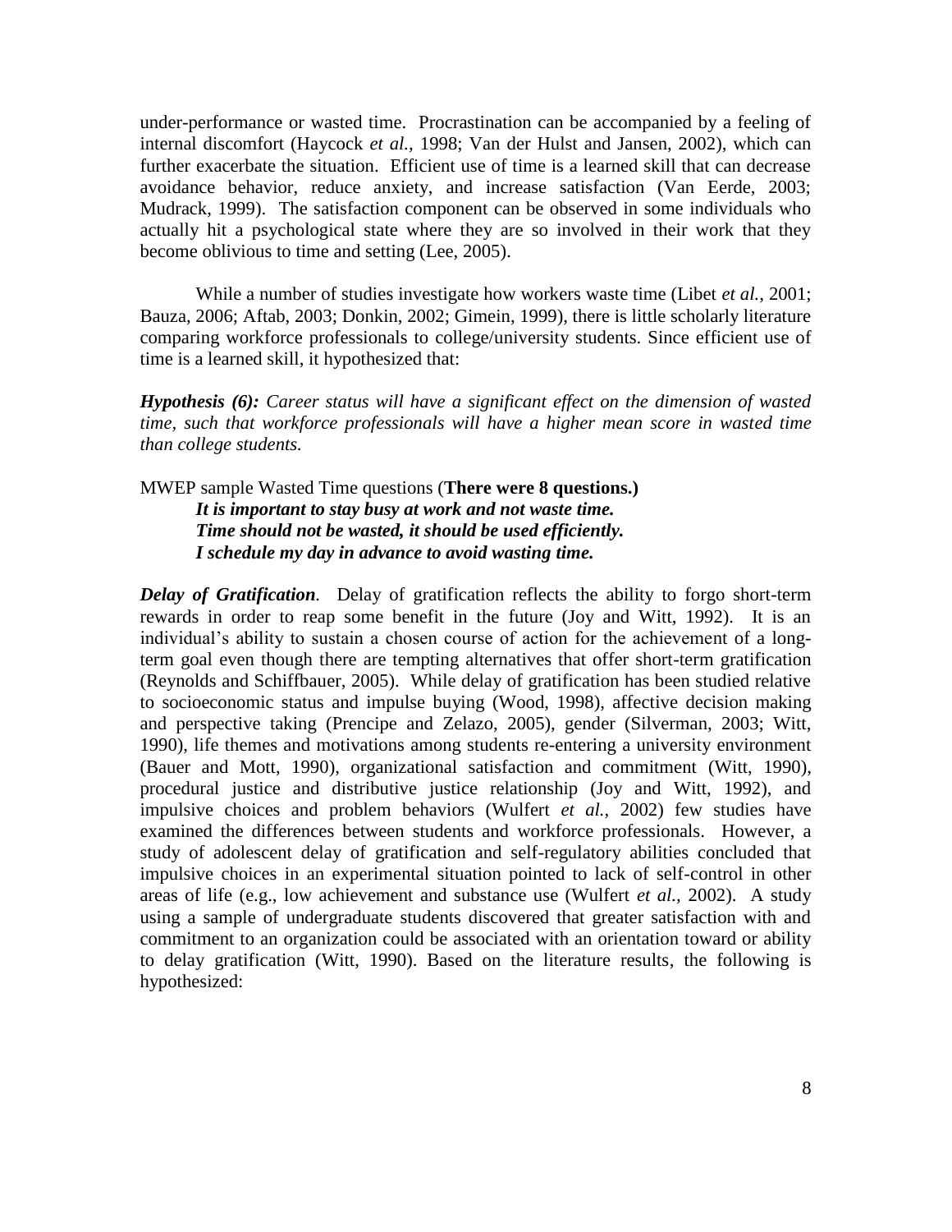under-performance or wasted time. Procrastination can be accompanied by a feeling of internal discomfort (Haycock *et al.*, 1998; Van der Hulst and Jansen, 2002), which can further exacerbate the situation. Efficient use of time is a learned skill that can decrease avoidance behavior, reduce anxiety, and increase satisfaction (Van Eerde, 2003; Mudrack, 1999). The satisfaction component can be observed in some individuals who actually hit a psychological state where they are so involved in their work that they become oblivious to time and setting (Lee, 2005).

While a number of studies investigate how workers waste time (Libet *et al.*, 2001; Bauza, 2006; Aftab, 2003; Donkin, 2002; Gimein, 1999), there is little scholarly literature comparing workforce professionals to college/university students. Since efficient use of time is a learned skill, it hypothesized that:

***Hypothesis (6):*** *Career status will have a significant effect on the dimension of wasted time, such that workforce professionals will have a higher mean score in wasted time than college students.*

MWEP sample Wasted Time questions (**There were 8 questions.)**

***It is important to stay busy at work and not waste time.***
***Time should not be wasted, it should be used efficiently.***
***I schedule my day in advance to avoid wasting time.***

***Delay of Gratification*.** Delay of gratification reflects the ability to forgo short-term rewards in order to reap some benefit in the future (Joy and Witt, 1992). It is an individual's ability to sustain a chosen course of action for the achievement of a long-term goal even though there are tempting alternatives that offer short-term gratification (Reynolds and Schiffbauer, 2005). While delay of gratification has been studied relative to socioeconomic status and impulse buying (Wood, 1998), affective decision making and perspective taking (Prencipe and Zelazo, 2005), gender (Silverman, 2003; Witt, 1990), life themes and motivations among students re-entering a university environment (Bauer and Mott, 1990), organizational satisfaction and commitment (Witt, 1990), procedural justice and distributive justice relationship (Joy and Witt, 1992), and impulsive choices and problem behaviors (Wulfert *et al.*, 2002) few studies have examined the differences between students and workforce professionals. However, a study of adolescent delay of gratification and self-regulatory abilities concluded that impulsive choices in an experimental situation pointed to lack of self-control in other areas of life (e.g., low achievement and substance use (Wulfert *et al.*, 2002). A study using a sample of undergraduate students discovered that greater satisfaction with and commitment to an organization could be associated with an orientation toward or ability to delay gratification (Witt, 1990). Based on the literature results, the following is hypothesized: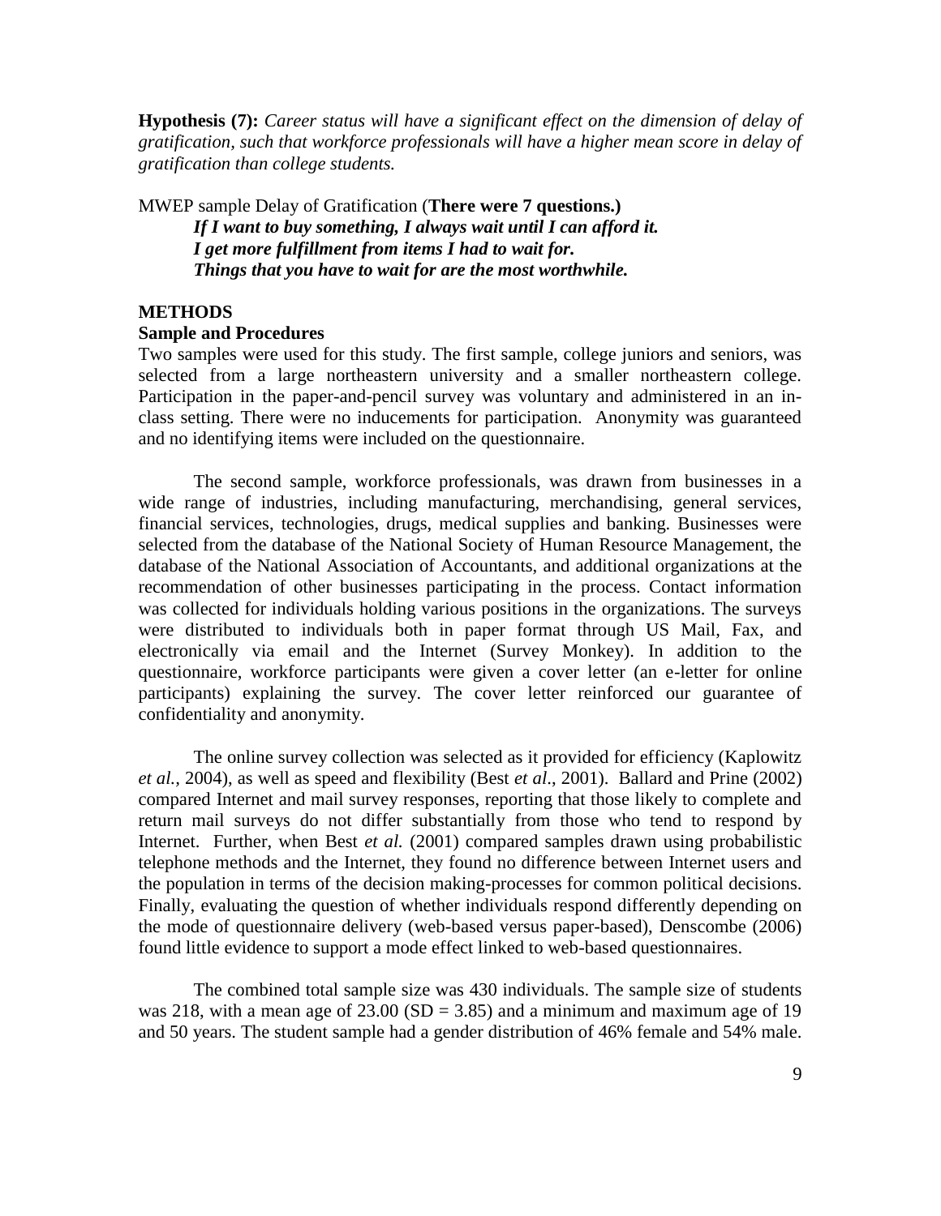**Hypothesis (7):** *Career status will have a significant effect on the dimension of delay of gratification, such that workforce professionals will have a higher mean score in delay of gratification than college students.*

MWEP sample Delay of Gratification (**There were 7 questions.**)

> ***If I want to buy something, I always wait until I can afford it.***
> ***I get more fulfillment from items I had to wait for.***
> ***Things that you have to wait for are the most worthwhile.***

## METHODS

### Sample and Procedures

Two samples were used for this study. The first sample, college juniors and seniors, was selected from a large northeastern university and a smaller northeastern college. Participation in the paper-and-pencil survey was voluntary and administered in an in-class setting. There were no inducements for participation. Anonymity was guaranteed and no identifying items were included on the questionnaire.

The second sample, workforce professionals, was drawn from businesses in a wide range of industries, including manufacturing, merchandising, general services, financial services, technologies, drugs, medical supplies and banking. Businesses were selected from the database of the National Society of Human Resource Management, the database of the National Association of Accountants, and additional organizations at the recommendation of other businesses participating in the process. Contact information was collected for individuals holding various positions in the organizations. The surveys were distributed to individuals both in paper format through US Mail, Fax, and electronically via email and the Internet (Survey Monkey). In addition to the questionnaire, workforce participants were given a cover letter (an e-letter for online participants) explaining the survey. The cover letter reinforced our guarantee of confidentiality and anonymity.

The online survey collection was selected as it provided for efficiency (Kaplowitz *et al.*, 2004), as well as speed and flexibility (Best *et al*., 2001). Ballard and Prine (2002) compared Internet and mail survey responses, reporting that those likely to complete and return mail surveys do not differ substantially from those who tend to respond by Internet. Further, when Best *et al.* (2001) compared samples drawn using probabilistic telephone methods and the Internet, they found no difference between Internet users and the population in terms of the decision making-processes for common political decisions. Finally, evaluating the question of whether individuals respond differently depending on the mode of questionnaire delivery (web-based versus paper-based), Denscombe (2006) found little evidence to support a mode effect linked to web-based questionnaires.

The combined total sample size was 430 individuals. The sample size of students was 218, with a mean age of 23.00 ($SD = 3.85$) and a minimum and maximum age of 19 and 50 years. The student sample had a gender distribution of 46% female and 54% male.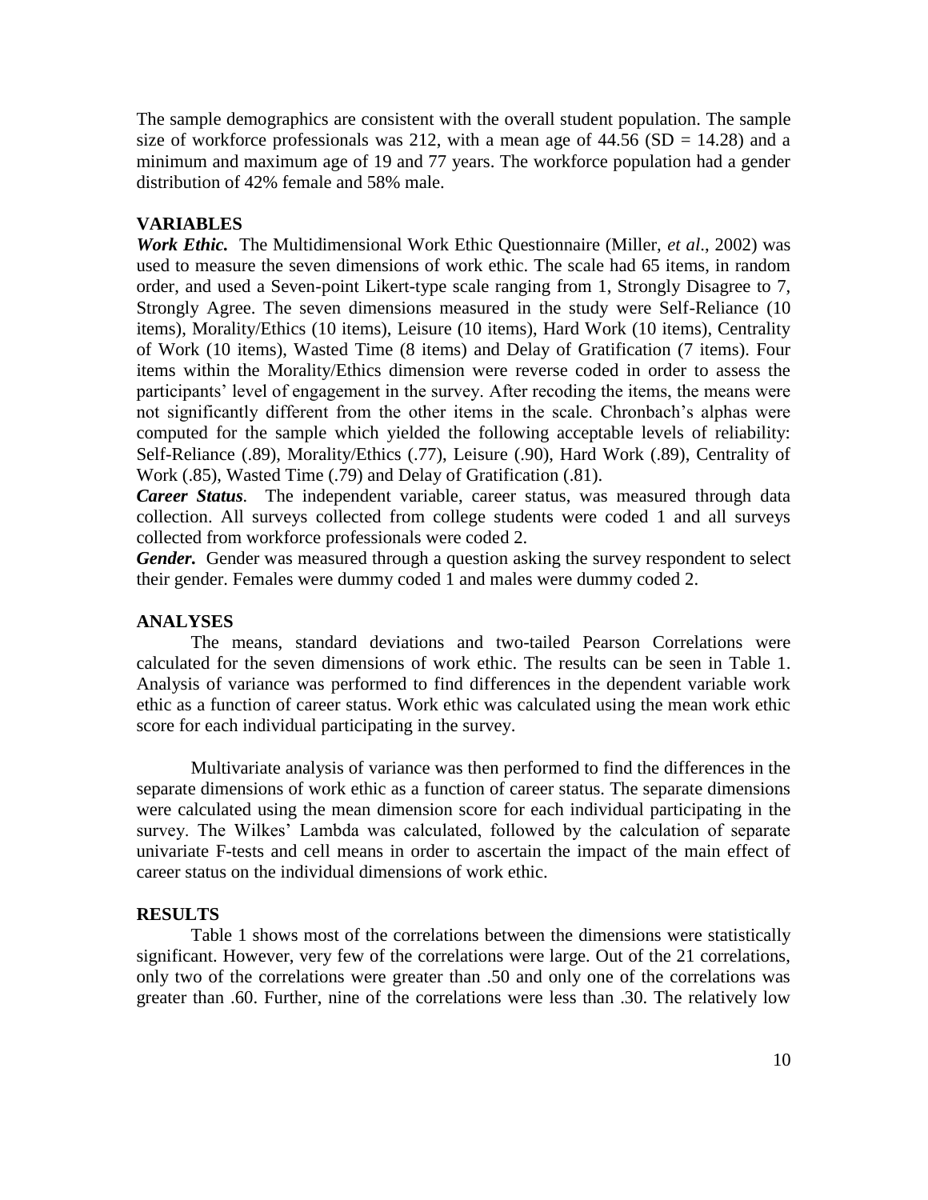The sample demographics are consistent with the overall student population. The sample size of workforce professionals was 212, with a mean age of 44.56 (SD = 14.28) and a minimum and maximum age of 19 and 77 years. The workforce population had a gender distribution of 42% female and 58% male.

## VARIABLES

***Work Ethic.*** The Multidimensional Work Ethic Questionnaire (Miller, *et al*., 2002) was used to measure the seven dimensions of work ethic. The scale had 65 items, in random order, and used a Seven-point Likert-type scale ranging from 1, Strongly Disagree to 7, Strongly Agree. The seven dimensions measured in the study were Self-Reliance (10 items), Morality/Ethics (10 items), Leisure (10 items), Hard Work (10 items), Centrality of Work (10 items), Wasted Time (8 items) and Delay of Gratification (7 items). Four items within the Morality/Ethics dimension were reverse coded in order to assess the participants' level of engagement in the survey. After recoding the items, the means were not significantly different from the other items in the scale. Chronbach's alphas were computed for the sample which yielded the following acceptable levels of reliability: Self-Reliance (.89), Morality/Ethics (.77), Leisure (.90), Hard Work (.89), Centrality of Work (.85), Wasted Time (.79) and Delay of Gratification (.81).

***Career Status*.** The independent variable, career status, was measured through data collection. All surveys collected from college students were coded 1 and all surveys collected from workforce professionals were coded 2.

***Gender.*** Gender was measured through a question asking the survey respondent to select their gender. Females were dummy coded 1 and males were dummy coded 2.

## ANALYSES

The means, standard deviations and two-tailed Pearson Correlations were calculated for the seven dimensions of work ethic. The results can be seen in Table 1. Analysis of variance was performed to find differences in the dependent variable work ethic as a function of career status. Work ethic was calculated using the mean work ethic score for each individual participating in the survey.

Multivariate analysis of variance was then performed to find the differences in the separate dimensions of work ethic as a function of career status. The separate dimensions were calculated using the mean dimension score for each individual participating in the survey. The Wilkes' Lambda was calculated, followed by the calculation of separate univariate F-tests and cell means in order to ascertain the impact of the main effect of career status on the individual dimensions of work ethic.

## RESULTS

Table 1 shows most of the correlations between the dimensions were statistically significant. However, very few of the correlations were large. Out of the 21 correlations, only two of the correlations were greater than .50 and only one of the correlations was greater than .60. Further, nine of the correlations were less than .30. The relatively low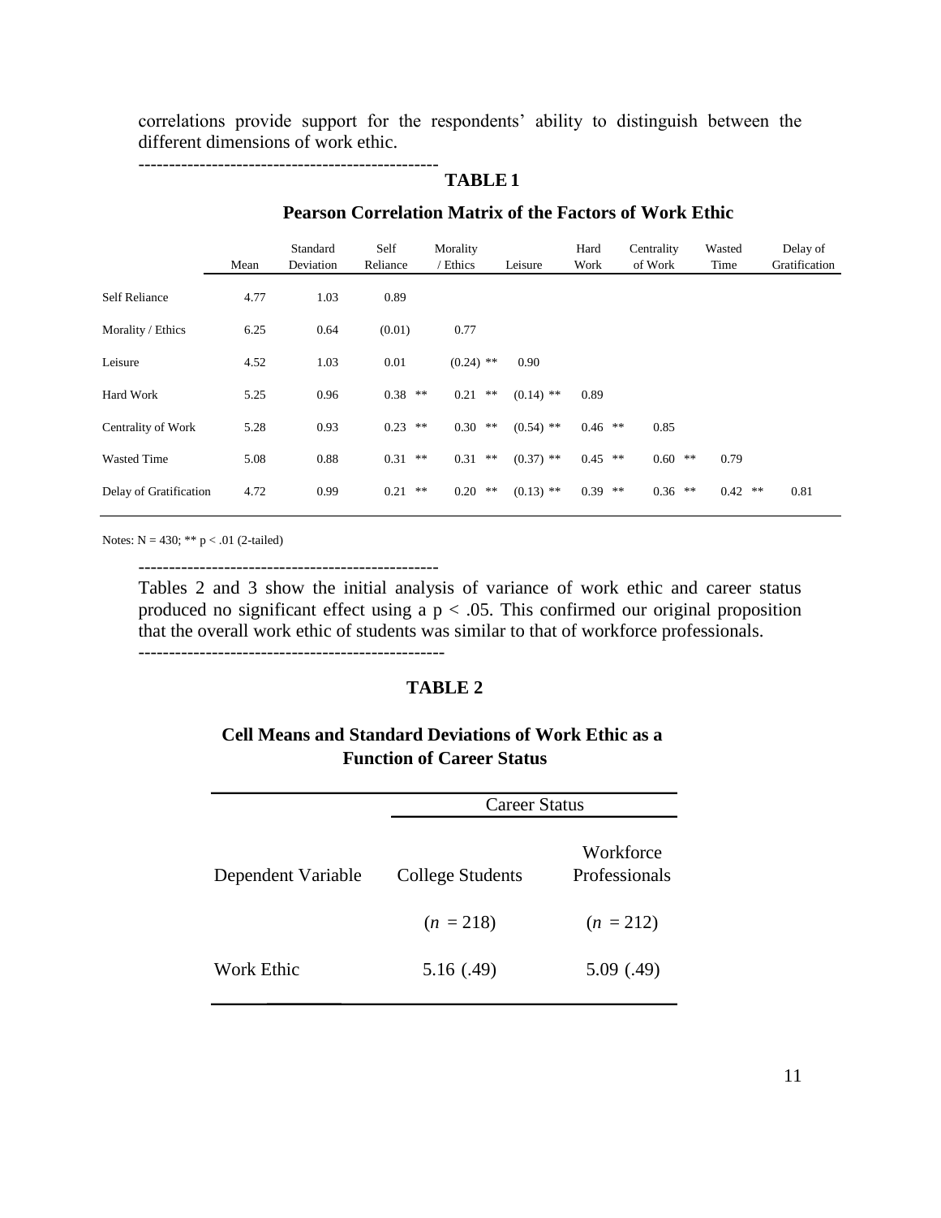correlations provide support for the respondents' ability to distinguish between the different dimensions of work ethic.

-------------------------------------------------

**TABLE 1**

**Pearson Correlation Matrix of the Factors of Work Ethic**

| | Mean | Standard Deviation | Self Reliance | Morality / Ethics | Leisure | Hard Work | Centrality of Work | Wasted Time | Delay of Gratification |
|---|---|---|---|---|---|---|---|---|---|
| Self Reliance | 4.77 | 1.03 | 0.89 | | | | | | |
| Morality / Ethics | 6.25 | 0.64 | (0.01) | 0.77 | | | | | |
| Leisure | 4.52 | 1.03 | 0.01 | (0.24) ** | 0.90 | | | | |
| Hard Work | 5.25 | 0.96 | 0.38 ** | 0.21 ** | (0.14) ** | 0.89 | | | |
| Centrality of Work | 5.28 | 0.93 | 0.23 ** | 0.30 ** | (0.54) ** | 0.46 ** | 0.85 | | |
| Wasted Time | 5.08 | 0.88 | 0.31 ** | 0.31 ** | (0.37) ** | 0.45 ** | 0.60 ** | 0.79 | |
| Delay of Gratification | 4.72 | 0.99 | 0.21 ** | 0.20 ** | (0.13) ** | 0.39 ** | 0.36 ** | 0.42 ** | 0.81 |

Notes: N = 430; ** p < .01 (2-tailed)

-------------------------------------------------

Tables 2 and 3 show the initial analysis of variance of work ethic and career status produced no significant effect using a $p < .05$. This confirmed our original proposition that the overall work ethic of students was similar to that of workforce professionals.

-------------------------------------------------

**TABLE 2**

**Cell Means and Standard Deviations of Work Ethic as a Function of Career Status**

| | Career Status | |
|---|---|---|
| Dependent Variable | College Students | Workforce Professionals |
| | (*n* = 218) | (*n* = 212) |
| Work Ethic | 5.16 (.49) | 5.09 (.49) |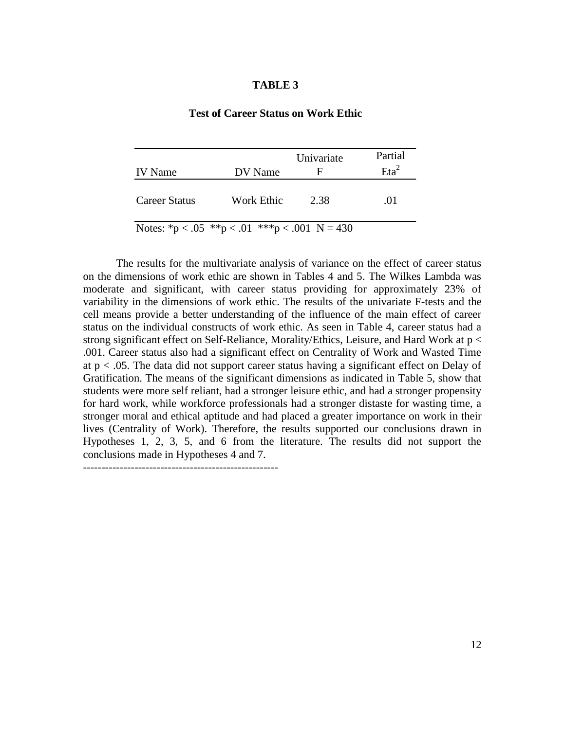**TABLE 3**

**Test of Career Status on Work Ethic**

| IV Name | DV Name | Univariate F | Partial $Eta^2$ |
|---|---|---|---|
| Career Status | Work Ethic | 2.38 | .01 |

Notes: *$p < .05$ **$p < .01$ ***$p < .001$ N = 430

The results for the multivariate analysis of variance on the effect of career status on the dimensions of work ethic are shown in Tables 4 and 5. The Wilkes Lambda was moderate and significant, with career status providing for approximately 23% of variability in the dimensions of work ethic. The results of the univariate F-tests and the cell means provide a better understanding of the influence of the main effect of career status on the individual constructs of work ethic. As seen in Table 4, career status had a strong significant effect on Self-Reliance, Morality/Ethics, Leisure, and Hard Work at $p < .001$. Career status also had a significant effect on Centrality of Work and Wasted Time at $p < .05$. The data did not support career status having a significant effect on Delay of Gratification. The means of the significant dimensions as indicated in Table 5, show that students were more self reliant, had a stronger leisure ethic, and had a stronger propensity for hard work, while workforce professionals had a stronger distaste for wasting time, a stronger moral and ethical aptitude and had placed a greater importance on work in their lives (Centrality of Work). Therefore, the results supported our conclusions drawn in Hypotheses 1, 2, 3, 5, and 6 from the literature. The results did not support the conclusions made in Hypotheses 4 and 7.

-----------------------------------------------------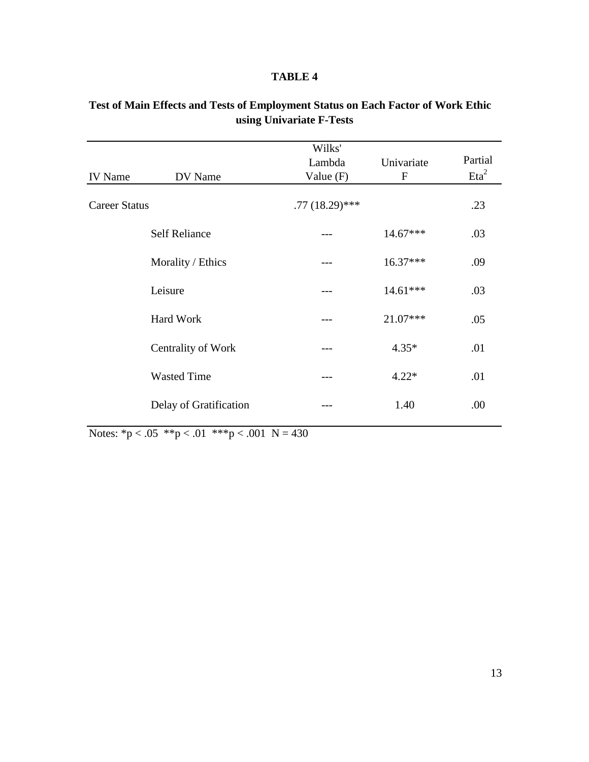**TABLE 4**

**Test of Main Effects and Tests of Employment Status on Each Factor of Work Ethic using Univariate F-Tests**

| IV Name | DV Name | Wilks' Lambda Value (F) | Univariate F | Partial $Eta^2$ |
|---|---|---|---|---|
| Career Status | | .77 (18.29)*** | | .23 |
| | Self Reliance | --- | 14.67*** | .03 |
| | Morality / Ethics | --- | 16.37*** | .09 |
| | Leisure | --- | 14.61*** | .03 |
| | Hard Work | --- | 21.07*** | .05 |
| | Centrality of Work | --- | 4.35* | .01 |
| | Wasted Time | --- | 4.22* | .01 |
| | Delay of Gratification | --- | 1.40 | .00 |

Notes: *$p < .05$ **$p < .01$ ***$p < .001$ $N = 430$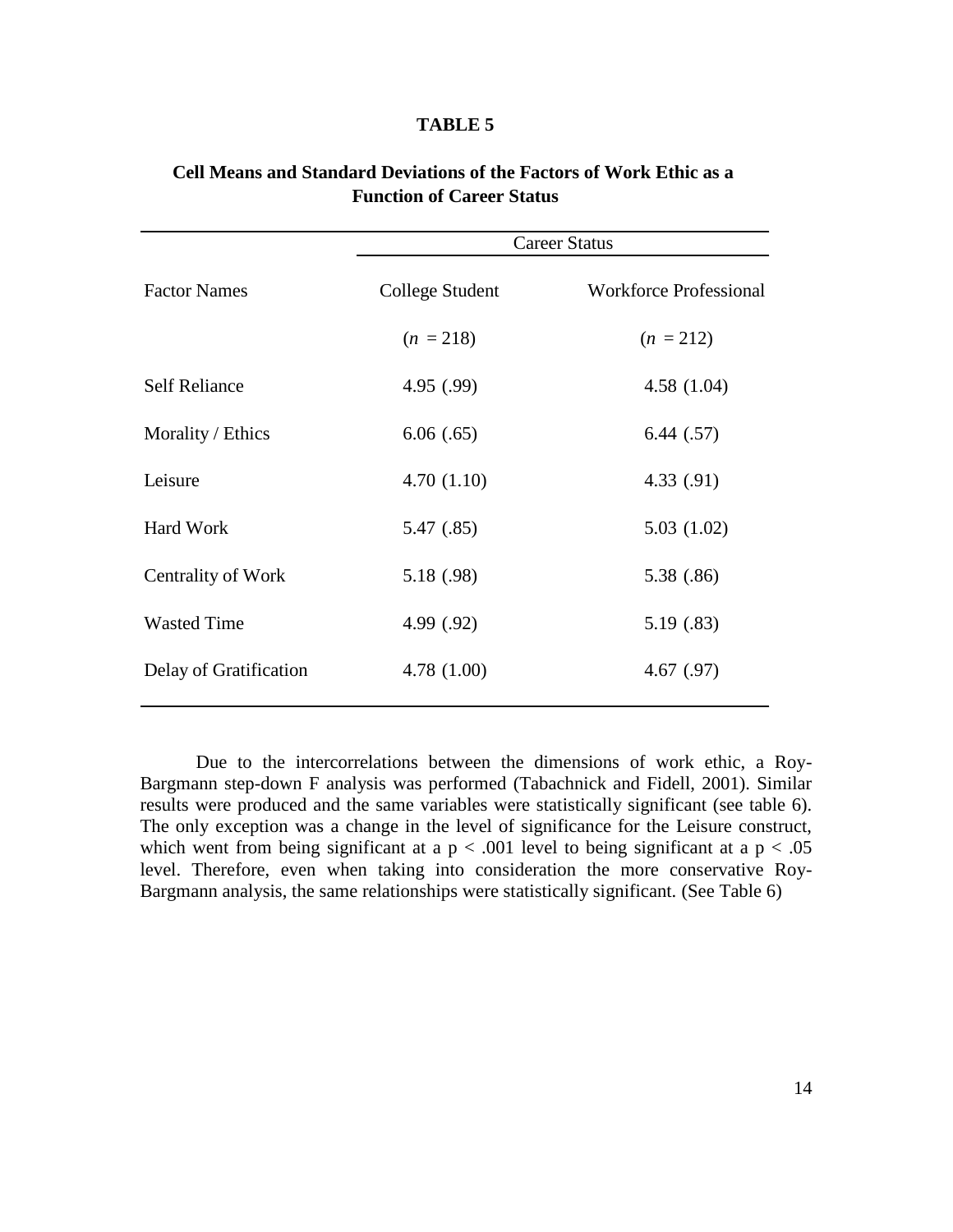**TABLE 5**

**Cell Means and Standard Deviations of the Factors of Work Ethic as a Function of Career Status**

| | Career Status | |
|---|---|---|
| Factor Names | College Student | Workforce Professional |
| | (*n* = 218) | (*n* = 212) |
| Self Reliance | 4.95 (.99) | 4.58 (1.04) |
| Morality / Ethics | 6.06 (.65) | 6.44 (.57) |
| Leisure | 4.70 (1.10) | 4.33 (.91) |
| Hard Work | 5.47 (.85) | 5.03 (1.02) |
| Centrality of Work | 5.18 (.98) | 5.38 (.86) |
| Wasted Time | 4.99 (.92) | 5.19 (.83) |
| Delay of Gratification | 4.78 (1.00) | 4.67 (.97) |

Due to the intercorrelations between the dimensions of work ethic, a Roy-Bargmann step-down F analysis was performed (Tabachnick and Fidell, 2001). Similar results were produced and the same variables were statistically significant (see table 6). The only exception was a change in the level of significance for the Leisure construct, which went from being significant at a $p < .001$ level to being significant at a $p < .05$ level. Therefore, even when taking into consideration the more conservative Roy-Bargmann analysis, the same relationships were statistically significant. (See Table 6)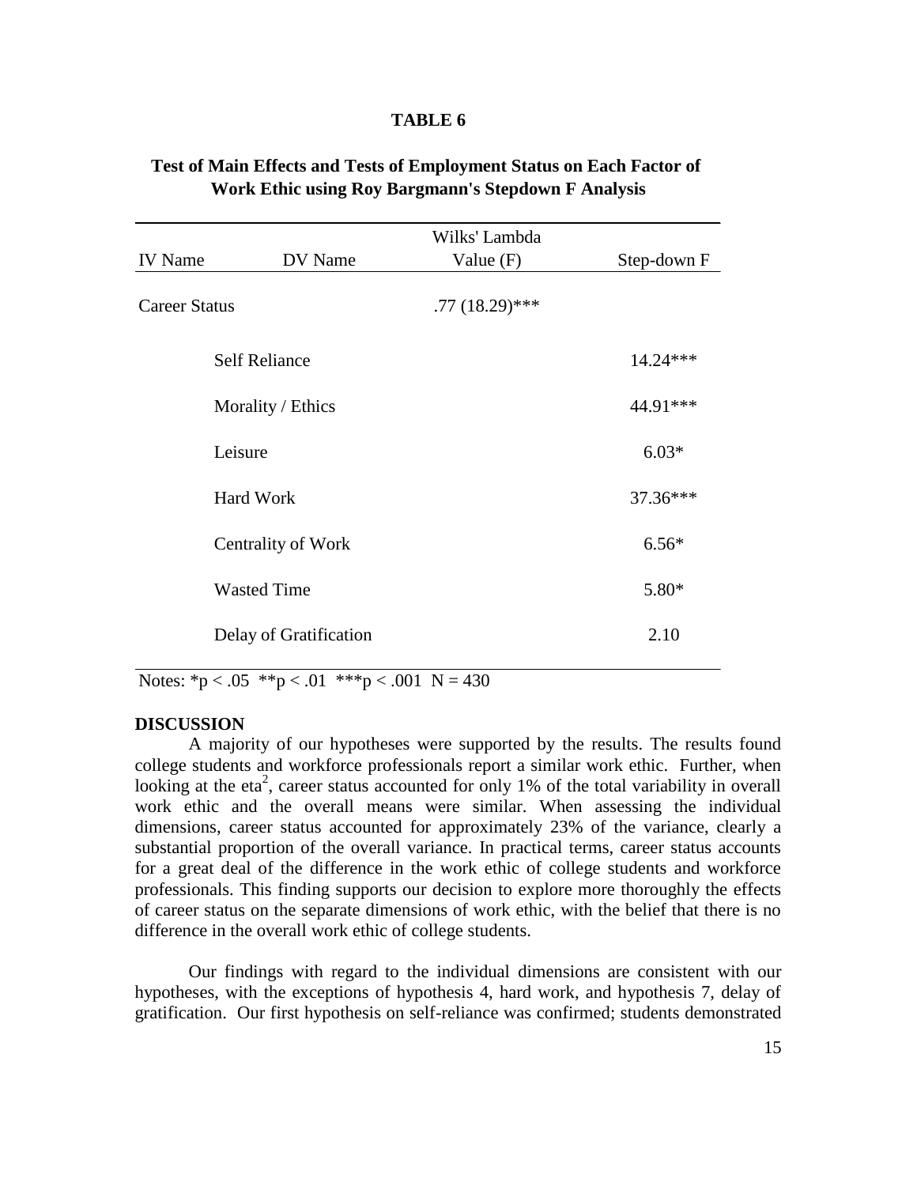**TABLE 6**

**Test of Main Effects and Tests of Employment Status on Each Factor of Work Ethic using Roy Bargmann's Stepdown F Analysis**

| IV Name | DV Name | Wilks' Lambda Value (F) | Step-down F |
|---|---|---|---|
| Career Status | | .77 (18.29)*** | |
| | Self Reliance | | 14.24*** |
| | Morality / Ethics | | 44.91*** |
| | Leisure | | 6.03* |
| | Hard Work | | 37.36*** |
| | Centrality of Work | | 6.56* |
| | Wasted Time | | 5.80* |
| | Delay of Gratification | | 2.10 |

Notes: *$p < .05$ **$p < .01$ ***$p < .001$ N = 430

**DISCUSSION**

A majority of our hypotheses were supported by the results. The results found college students and workforce professionals report a similar work ethic. Further, when looking at the $eta^2$, career status accounted for only 1% of the total variability in overall work ethic and the overall means were similar. When assessing the individual dimensions, career status accounted for approximately 23% of the variance, clearly a substantial proportion of the overall variance. In practical terms, career status accounts for a great deal of the difference in the work ethic of college students and workforce professionals. This finding supports our decision to explore more thoroughly the effects of career status on the separate dimensions of work ethic, with the belief that there is no difference in the overall work ethic of college students.

Our findings with regard to the individual dimensions are consistent with our hypotheses, with the exceptions of hypothesis 4, hard work, and hypothesis 7, delay of gratification. Our first hypothesis on self-reliance was confirmed; students demonstrated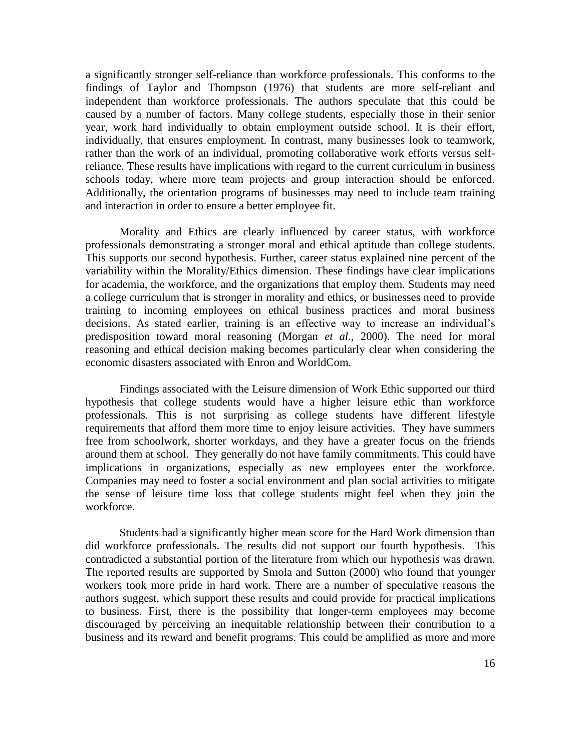a significantly stronger self-reliance than workforce professionals. This conforms to the findings of Taylor and Thompson (1976) that students are more self-reliant and independent than workforce professionals. The authors speculate that this could be caused by a number of factors. Many college students, especially those in their senior year, work hard individually to obtain employment outside school. It is their effort, individually, that ensures employment. In contrast, many businesses look to teamwork, rather than the work of an individual, promoting collaborative work efforts versus self-reliance. These results have implications with regard to the current curriculum in business schools today, where more team projects and group interaction should be enforced. Additionally, the orientation programs of businesses may need to include team training and interaction in order to ensure a better employee fit.

Morality and Ethics are clearly influenced by career status, with workforce professionals demonstrating a stronger moral and ethical aptitude than college students. This supports our second hypothesis. Further, career status explained nine percent of the variability within the Morality/Ethics dimension. These findings have clear implications for academia, the workforce, and the organizations that employ them. Students may need a college curriculum that is stronger in morality and ethics, or businesses need to provide training to incoming employees on ethical business practices and moral business decisions. As stated earlier, training is an effective way to increase an individual's predisposition toward moral reasoning (Morgan *et al.*, 2000). The need for moral reasoning and ethical decision making becomes particularly clear when considering the economic disasters associated with Enron and WorldCom.

Findings associated with the Leisure dimension of Work Ethic supported our third hypothesis that college students would have a higher leisure ethic than workforce professionals. This is not surprising as college students have different lifestyle requirements that afford them more time to enjoy leisure activities. They have summers free from schoolwork, shorter workdays, and they have a greater focus on the friends around them at school. They generally do not have family commitments. This could have implications in organizations, especially as new employees enter the workforce. Companies may need to foster a social environment and plan social activities to mitigate the sense of leisure time loss that college students might feel when they join the workforce.

Students had a significantly higher mean score for the Hard Work dimension than did workforce professionals. The results did not support our fourth hypothesis. This contradicted a substantial portion of the literature from which our hypothesis was drawn. The reported results are supported by Smola and Sutton (2000) who found that younger workers took more pride in hard work. There are a number of speculative reasons the authors suggest, which support these results and could provide for practical implications to business. First, there is the possibility that longer-term employees may become discouraged by perceiving an inequitable relationship between their contribution to a business and its reward and benefit programs. This could be amplified as more and more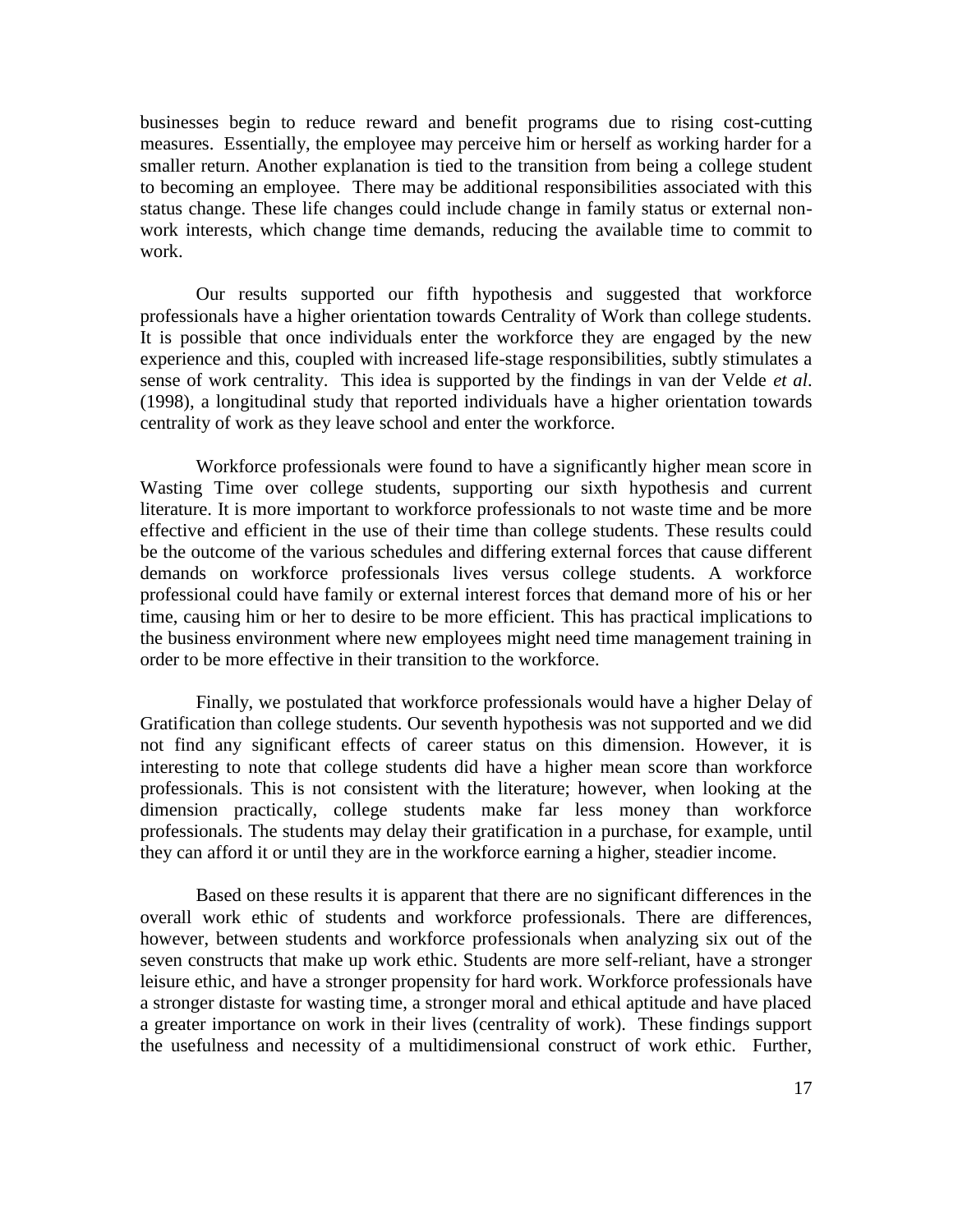businesses begin to reduce reward and benefit programs due to rising cost-cutting measures. Essentially, the employee may perceive him or herself as working harder for a smaller return. Another explanation is tied to the transition from being a college student to becoming an employee. There may be additional responsibilities associated with this status change. These life changes could include change in family status or external non-work interests, which change time demands, reducing the available time to commit to work.

Our results supported our fifth hypothesis and suggested that workforce professionals have a higher orientation towards Centrality of Work than college students. It is possible that once individuals enter the workforce they are engaged by the new experience and this, coupled with increased life-stage responsibilities, subtly stimulates a sense of work centrality. This idea is supported by the findings in van der Velde *et al*. (1998), a longitudinal study that reported individuals have a higher orientation towards centrality of work as they leave school and enter the workforce.

Workforce professionals were found to have a significantly higher mean score in Wasting Time over college students, supporting our sixth hypothesis and current literature. It is more important to workforce professionals to not waste time and be more effective and efficient in the use of their time than college students. These results could be the outcome of the various schedules and differing external forces that cause different demands on workforce professionals lives versus college students. A workforce professional could have family or external interest forces that demand more of his or her time, causing him or her to desire to be more efficient. This has practical implications to the business environment where new employees might need time management training in order to be more effective in their transition to the workforce.

Finally, we postulated that workforce professionals would have a higher Delay of Gratification than college students. Our seventh hypothesis was not supported and we did not find any significant effects of career status on this dimension. However, it is interesting to note that college students did have a higher mean score than workforce professionals. This is not consistent with the literature; however, when looking at the dimension practically, college students make far less money than workforce professionals. The students may delay their gratification in a purchase, for example, until they can afford it or until they are in the workforce earning a higher, steadier income.

Based on these results it is apparent that there are no significant differences in the overall work ethic of students and workforce professionals. There are differences, however, between students and workforce professionals when analyzing six out of the seven constructs that make up work ethic. Students are more self-reliant, have a stronger leisure ethic, and have a stronger propensity for hard work. Workforce professionals have a stronger distaste for wasting time, a stronger moral and ethical aptitude and have placed a greater importance on work in their lives (centrality of work). These findings support the usefulness and necessity of a multidimensional construct of work ethic. Further,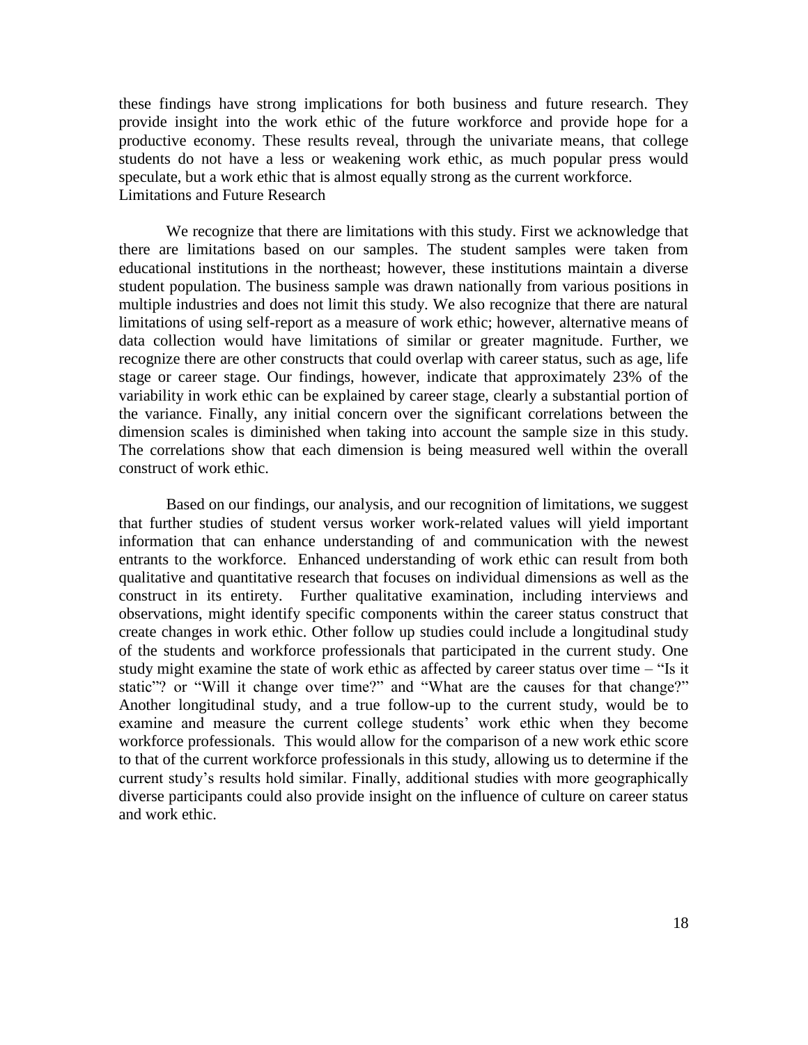these findings have strong implications for both business and future research. They provide insight into the work ethic of the future workforce and provide hope for a productive economy. These results reveal, through the univariate means, that college students do not have a less or weakening work ethic, as much popular press would speculate, but a work ethic that is almost equally strong as the current workforce.

## Limitations and Future Research

We recognize that there are limitations with this study. First we acknowledge that there are limitations based on our samples. The student samples were taken from educational institutions in the northeast; however, these institutions maintain a diverse student population. The business sample was drawn nationally from various positions in multiple industries and does not limit this study. We also recognize that there are natural limitations of using self-report as a measure of work ethic; however, alternative means of data collection would have limitations of similar or greater magnitude. Further, we recognize there are other constructs that could overlap with career status, such as age, life stage or career stage. Our findings, however, indicate that approximately 23% of the variability in work ethic can be explained by career stage, clearly a substantial portion of the variance. Finally, any initial concern over the significant correlations between the dimension scales is diminished when taking into account the sample size in this study. The correlations show that each dimension is being measured well within the overall construct of work ethic.

Based on our findings, our analysis, and our recognition of limitations, we suggest that further studies of student versus worker work-related values will yield important information that can enhance understanding of and communication with the newest entrants to the workforce. Enhanced understanding of work ethic can result from both qualitative and quantitative research that focuses on individual dimensions as well as the construct in its entirety. Further qualitative examination, including interviews and observations, might identify specific components within the career status construct that create changes in work ethic. Other follow up studies could include a longitudinal study of the students and workforce professionals that participated in the current study. One study might examine the state of work ethic as affected by career status over time – "Is it static"? or "Will it change over time?" and "What are the causes for that change?" Another longitudinal study, and a true follow-up to the current study, would be to examine and measure the current college students' work ethic when they become workforce professionals. This would allow for the comparison of a new work ethic score to that of the current workforce professionals in this study, allowing us to determine if the current study's results hold similar. Finally, additional studies with more geographically diverse participants could also provide insight on the influence of culture on career status and work ethic.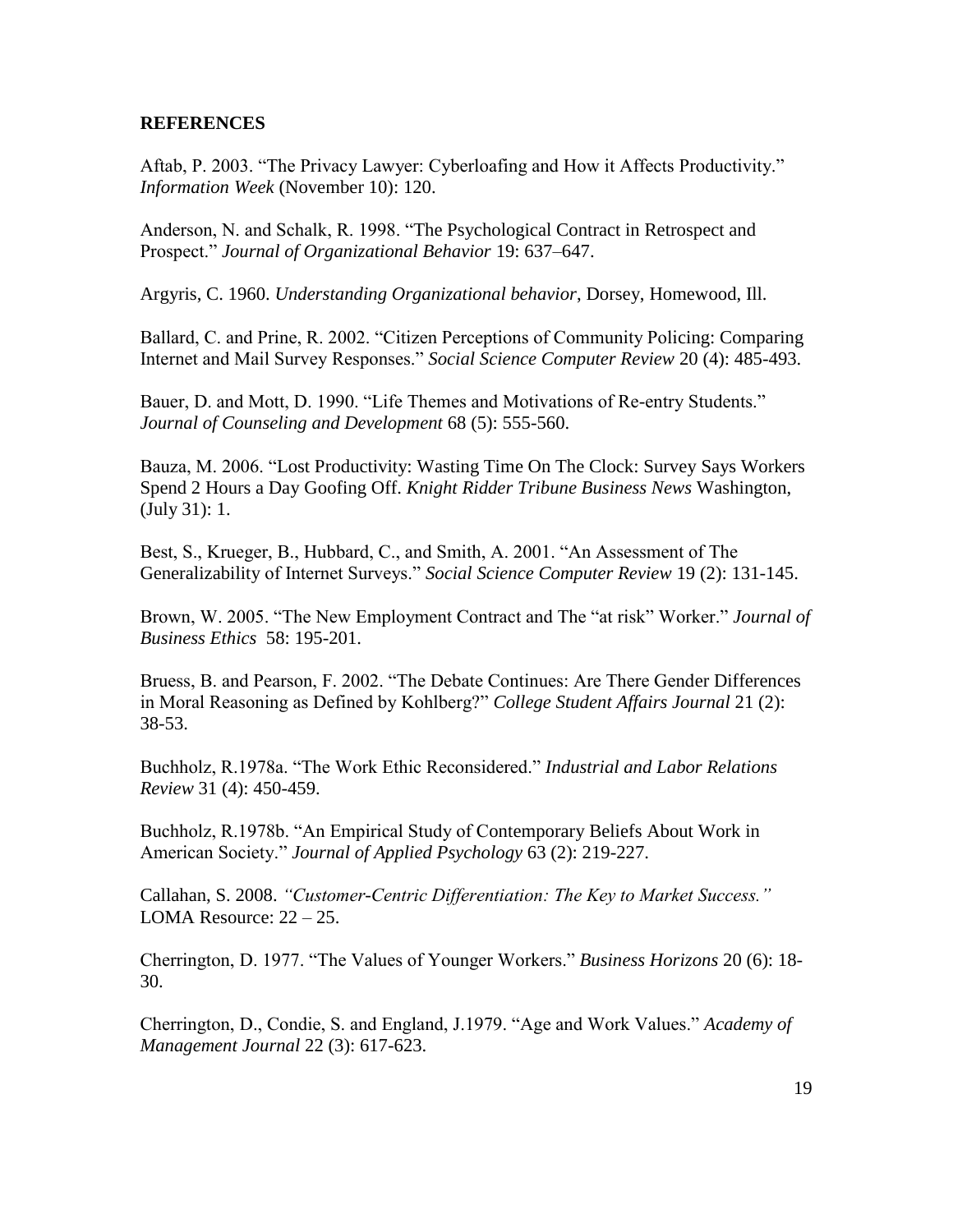**REFERENCES**

Aftab, P. 2003. "The Privacy Lawyer: Cyberloafing and How it Affects Productivity." *Information Week* (November 10): 120.

Anderson, N. and Schalk, R. 1998. "The Psychological Contract in Retrospect and Prospect." *Journal of Organizational Behavior* 19: 637–647.

Argyris, C. 1960. *Understanding Organizational behavior*, Dorsey, Homewood, Ill.

Ballard, C. and Prine, R. 2002. "Citizen Perceptions of Community Policing: Comparing Internet and Mail Survey Responses." *Social Science Computer Review* 20 (4): 485-493.

Bauer, D. and Mott, D. 1990. "Life Themes and Motivations of Re-entry Students." *Journal of Counseling and Development* 68 (5): 555-560.

Bauza, M. 2006. "Lost Productivity: Wasting Time On The Clock: Survey Says Workers Spend 2 Hours a Day Goofing Off. *Knight Ridder Tribune Business News* Washington, (July 31): 1.

Best, S., Krueger, B., Hubbard, C., and Smith, A. 2001. "An Assessment of The Generalizability of Internet Surveys." *Social Science Computer Review* 19 (2): 131-145.

Brown, W. 2005. "The New Employment Contract and The "at risk" Worker." *Journal of Business Ethics* 58: 195-201.

Bruess, B. and Pearson, F. 2002. "The Debate Continues: Are There Gender Differences in Moral Reasoning as Defined by Kohlberg?" *College Student Affairs Journal* 21 (2): 38-53.

Buchholz, R.1978a. "The Work Ethic Reconsidered." *Industrial and Labor Relations Review* 31 (4): 450-459.

Buchholz, R.1978b. "An Empirical Study of Contemporary Beliefs About Work in American Society." *Journal of Applied Psychology* 63 (2): 219-227.

Callahan, S. 2008. *"Customer-Centric Differentiation: The Key to Market Success."* LOMA Resource: 22 – 25.

Cherrington, D. 1977. "The Values of Younger Workers." *Business Horizons* 20 (6): 18-30.

Cherrington, D., Condie, S. and England, J.1979. "Age and Work Values." *Academy of Management Journal* 22 (3): 617-623.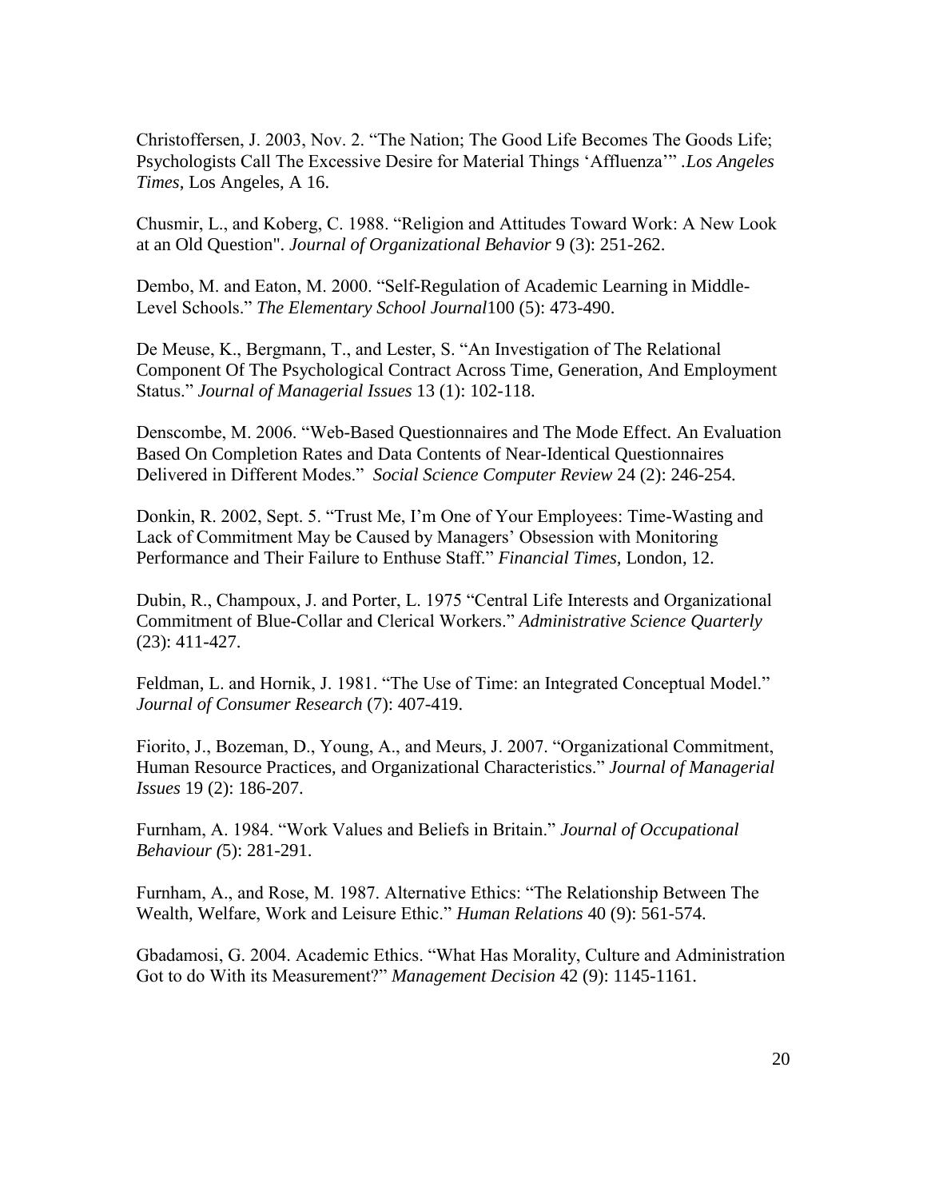Christoffersen, J. 2003, Nov. 2. “The Nation; The Good Life Becomes The Goods Life; Psychologists Call The Excessive Desire for Material Things ‘Affluenza’” .*Los Angeles Times*, Los Angeles, A 16.

Chusmir, L., and Koberg, C. 1988. “Religion and Attitudes Toward Work: A New Look at an Old Question". *Journal of Organizational Behavior* 9 (3): 251-262.

Dembo, M. and Eaton, M. 2000. “Self-Regulation of Academic Learning in Middle-Level Schools.” *The Elementary School Journal*100 (5): 473-490.

De Meuse, K., Bergmann, T., and Lester, S. “An Investigation of The Relational Component Of The Psychological Contract Across Time, Generation, And Employment Status.” *Journal of Managerial Issues* 13 (1): 102-118.

Denscombe, M. 2006. “Web-Based Questionnaires and The Mode Effect. An Evaluation Based On Completion Rates and Data Contents of Near-Identical Questionnaires Delivered in Different Modes.” *Social Science Computer Review* 24 (2): 246-254.

Donkin, R. 2002, Sept. 5. “Trust Me, I’m One of Your Employees: Time-Wasting and Lack of Commitment May be Caused by Managers’ Obsession with Monitoring Performance and Their Failure to Enthuse Staff.” *Financial Times,* London, 12.

Dubin, R., Champoux, J. and Porter, L. 1975 “Central Life Interests and Organizational Commitment of Blue-Collar and Clerical Workers.” *Administrative Science Quarterly* (23): 411-427.

Feldman, L. and Hornik, J. 1981. “The Use of Time: an Integrated Conceptual Model.” *Journal of Consumer Research* (7): 407-419.

Fiorito, J., Bozeman, D., Young, A., and Meurs, J. 2007. “Organizational Commitment, Human Resource Practices, and Organizational Characteristics.” *Journal of Managerial Issues* 19 (2): 186-207.

Furnham, A. 1984. “Work Values and Beliefs in Britain.” *Journal of Occupational Behaviour (*5): 281-291.

Furnham, A., and Rose, M. 1987. Alternative Ethics: “The Relationship Between The Wealth, Welfare, Work and Leisure Ethic.” *Human Relations* 40 (9): 561-574.

Gbadamosi, G. 2004. Academic Ethics. “What Has Morality, Culture and Administration Got to do With its Measurement?” *Management Decision* 42 (9): 1145-1161.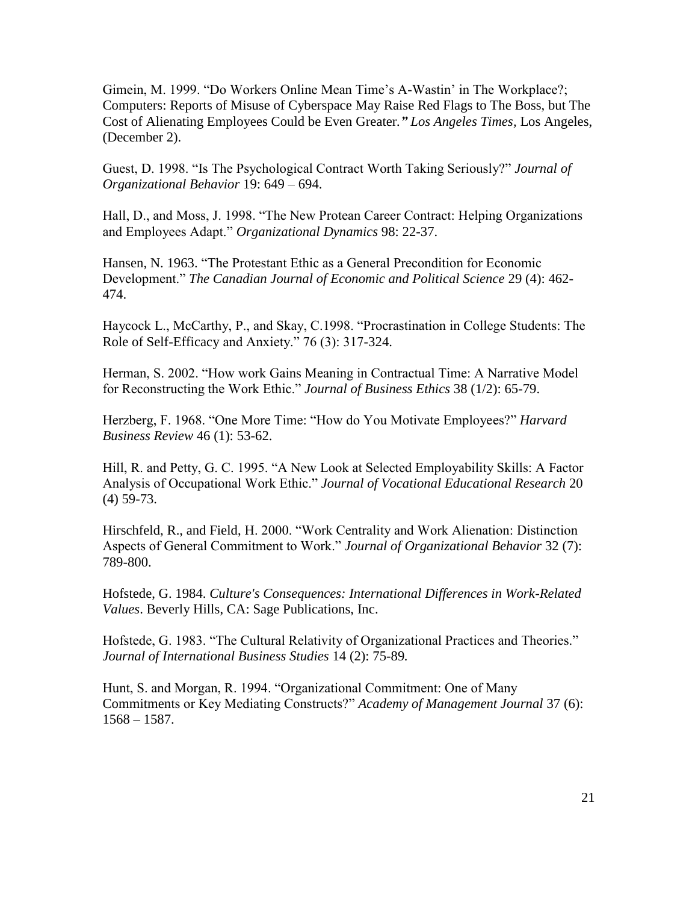Gimein, M. 1999. “Do Workers Online Mean Time’s A-Wastin’ in The Workplace?; Computers: Reports of Misuse of Cyberspace May Raise Red Flags to The Boss, but The Cost of Alienating Employees Could be Even Greater.*”* *Los Angeles Times,* Los Angeles, (December 2).

Guest, D. 1998. “Is The Psychological Contract Worth Taking Seriously?” *Journal of Organizational Behavior* 19: 649 – 694.

Hall, D., and Moss, J. 1998. “The New Protean Career Contract: Helping Organizations and Employees Adapt.” *Organizational Dynamics* 98: 22-37.

Hansen, N. 1963. “The Protestant Ethic as a General Precondition for Economic Development.” *The Canadian Journal of Economic and Political Science* 29 (4): 462-474.

Haycock L., McCarthy, P., and Skay, C.1998. “Procrastination in College Students: The Role of Self-Efficacy and Anxiety.” 76 (3): 317-324.

Herman, S. 2002. “How work Gains Meaning in Contractual Time: A Narrative Model for Reconstructing the Work Ethic.” *Journal of Business Ethics* 38 (1/2): 65-79.

Herzberg, F. 1968. “One More Time: “How do You Motivate Employees?” *Harvard Business Review* 46 (1): 53-62.

Hill, R. and Petty, G. C. 1995. “A New Look at Selected Employability Skills: A Factor Analysis of Occupational Work Ethic.” *Journal of Vocational Educational Research* 20 (4) 59-73.

Hirschfeld, R., and Field, H. 2000. “Work Centrality and Work Alienation: Distinction Aspects of General Commitment to Work.” *Journal of Organizational Behavior* 32 (7): 789-800.

Hofstede, G. 1984. *Culture's Consequences: International Differences in Work-Related Values*. Beverly Hills, CA: Sage Publications, Inc.

Hofstede, G. 1983. “The Cultural Relativity of Organizational Practices and Theories.” *Journal of International Business Studies* 14 (2): 75-89.

Hunt, S. and Morgan, R. 1994. “Organizational Commitment: One of Many Commitments or Key Mediating Constructs?” *Academy of Management Journal* 37 (6): 1568 – 1587.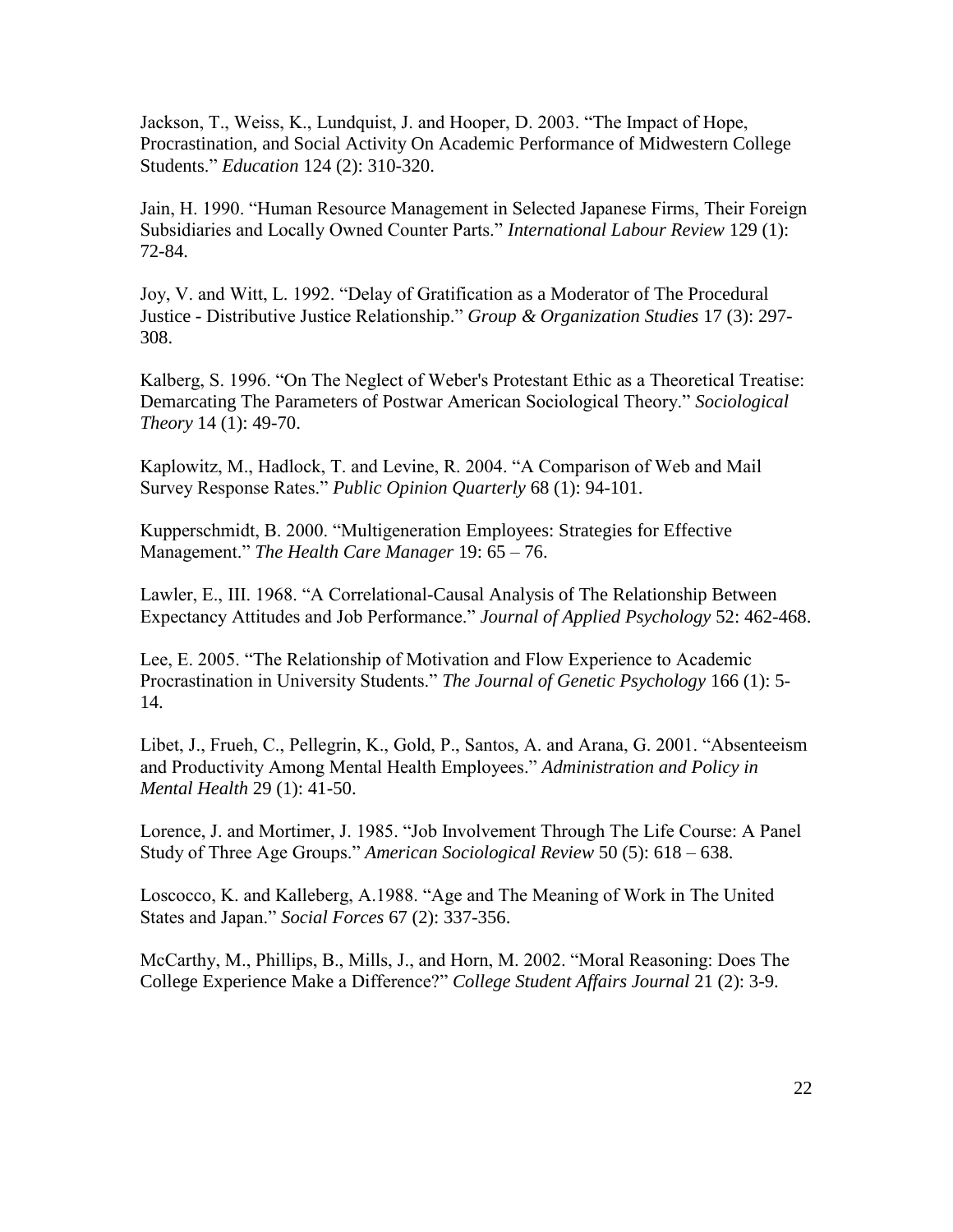Jackson, T., Weiss, K., Lundquist, J. and Hooper, D. 2003. "The Impact of Hope, Procrastination, and Social Activity On Academic Performance of Midwestern College Students." *Education* 124 (2): 310-320.

Jain, H. 1990. "Human Resource Management in Selected Japanese Firms, Their Foreign Subsidiaries and Locally Owned Counter Parts." *International Labour Review* 129 (1): 72-84.

Joy, V. and Witt, L. 1992. "Delay of Gratification as a Moderator of The Procedural Justice - Distributive Justice Relationship." *Group & Organization Studies* 17 (3): 297-308.

Kalberg, S. 1996. "On The Neglect of Weber's Protestant Ethic as a Theoretical Treatise: Demarcating The Parameters of Postwar American Sociological Theory." *Sociological Theory* 14 (1): 49-70.

Kaplowitz, M., Hadlock, T. and Levine, R. 2004. "A Comparison of Web and Mail Survey Response Rates." *Public Opinion Quarterly* 68 (1): 94-101.

Kupperschmidt, B. 2000. "Multigeneration Employees: Strategies for Effective Management." *The Health Care Manager* 19: 65 – 76.

Lawler, E., III. 1968. "A Correlational-Causal Analysis of The Relationship Between Expectancy Attitudes and Job Performance." *Journal of Applied Psychology* 52: 462-468.

Lee, E. 2005. "The Relationship of Motivation and Flow Experience to Academic Procrastination in University Students." *The Journal of Genetic Psychology* 166 (1): 5-14.

Libet, J., Frueh, C., Pellegrin, K., Gold, P., Santos, A. and Arana, G. 2001. "Absenteeism and Productivity Among Mental Health Employees." *Administration and Policy in Mental Health* 29 (1): 41-50.

Lorence, J. and Mortimer, J. 1985. "Job Involvement Through The Life Course: A Panel Study of Three Age Groups." *American Sociological Review* 50 (5): 618 – 638.

Loscocco, K. and Kalleberg, A.1988. "Age and The Meaning of Work in The United States and Japan." *Social Forces* 67 (2): 337-356.

McCarthy, M., Phillips, B., Mills, J., and Horn, M. 2002. "Moral Reasoning: Does The College Experience Make a Difference?" *College Student Affairs Journal* 21 (2): 3-9.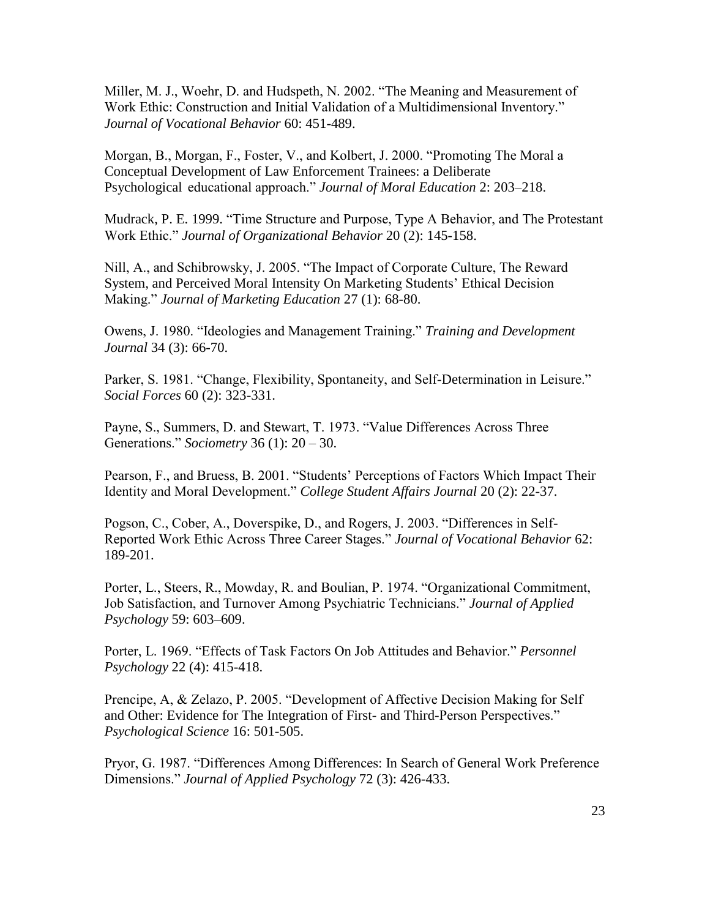Miller, M. J., Woehr, D. and Hudspeth, N. 2002. "The Meaning and Measurement of Work Ethic: Construction and Initial Validation of a Multidimensional Inventory." *Journal of Vocational Behavior* 60: 451-489.

Morgan, B., Morgan, F., Foster, V., and Kolbert, J. 2000. "Promoting The Moral a Conceptual Development of Law Enforcement Trainees: a Deliberate Psychological educational approach." *Journal of Moral Education* 2: 203–218.

Mudrack, P. E. 1999. "Time Structure and Purpose, Type A Behavior, and The Protestant Work Ethic." *Journal of Organizational Behavior* 20 (2): 145-158.

Nill, A., and Schibrowsky, J. 2005. "The Impact of Corporate Culture, The Reward System, and Perceived Moral Intensity On Marketing Students' Ethical Decision Making." *Journal of Marketing Education* 27 (1): 68-80.

Owens, J. 1980. "Ideologies and Management Training." *Training and Development Journal* 34 (3): 66-70.

Parker, S. 1981. "Change, Flexibility, Spontaneity, and Self-Determination in Leisure." *Social Forces* 60 (2): 323-331.

Payne, S., Summers, D. and Stewart, T. 1973. "Value Differences Across Three Generations." *Sociometry* 36 (1): 20 – 30.

Pearson, F., and Bruess, B. 2001. "Students' Perceptions of Factors Which Impact Their Identity and Moral Development." *College Student Affairs Journal* 20 (2): 22-37.

Pogson, C., Cober, A., Doverspike, D., and Rogers, J. 2003. "Differences in Self-Reported Work Ethic Across Three Career Stages." *Journal of Vocational Behavior* 62: 189-201.

Porter, L., Steers, R., Mowday, R. and Boulian, P. 1974. "Organizational Commitment, Job Satisfaction, and Turnover Among Psychiatric Technicians." *Journal of Applied Psychology* 59: 603–609.

Porter, L. 1969. "Effects of Task Factors On Job Attitudes and Behavior." *Personnel Psychology* 22 (4): 415-418.

Prencipe, A, & Zelazo, P. 2005. "Development of Affective Decision Making for Self and Other: Evidence for The Integration of First- and Third-Person Perspectives." *Psychological Science* 16: 501-505.

Pryor, G. 1987. "Differences Among Differences: In Search of General Work Preference Dimensions." *Journal of Applied Psychology* 72 (3): 426-433.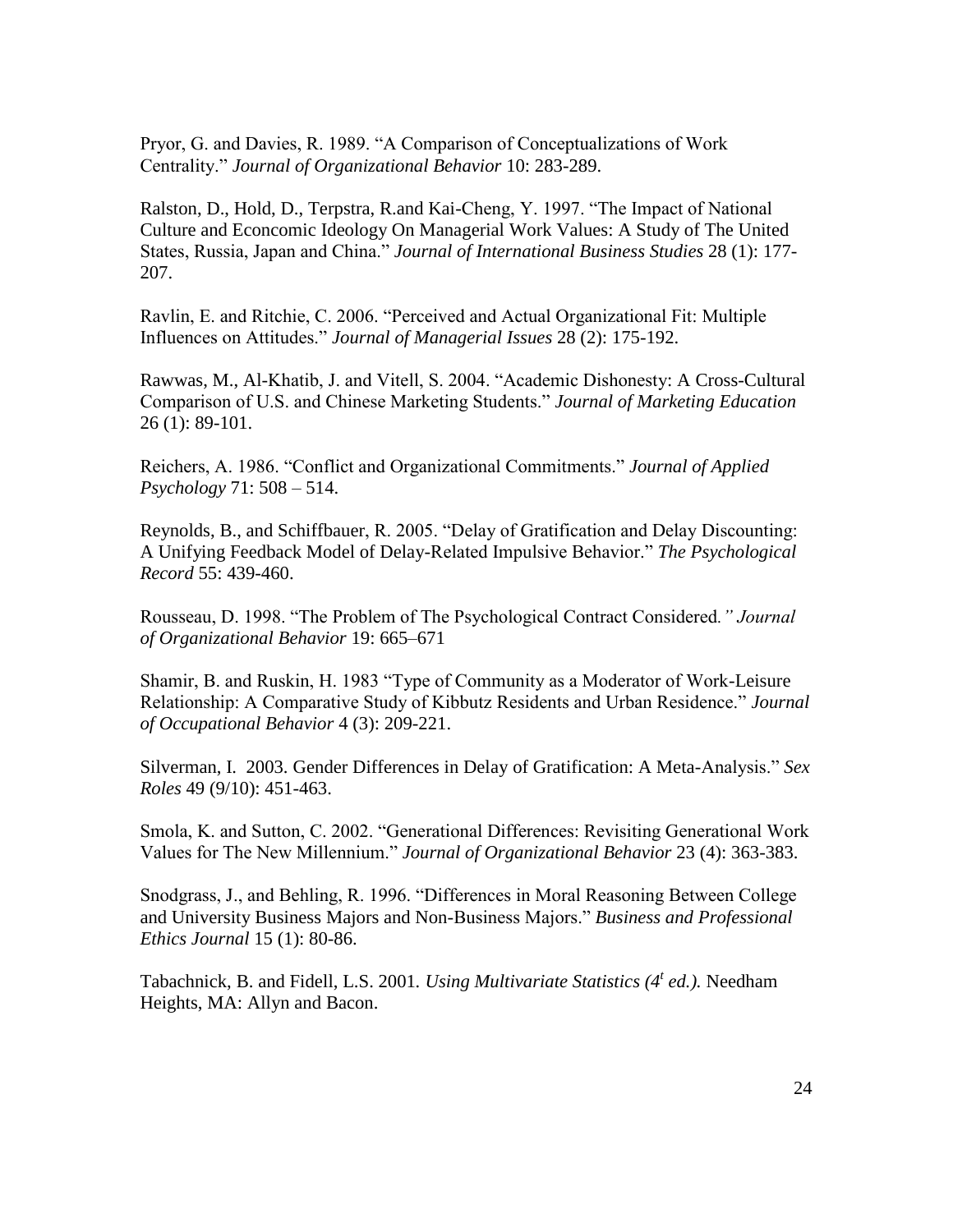Pryor, G. and Davies, R. 1989. "A Comparison of Conceptualizations of Work Centrality." *Journal of Organizational Behavior* 10: 283-289.

Ralston, D., Hold, D., Terpstra, R.and Kai-Cheng, Y. 1997. "The Impact of National Culture and Econcomic Ideology On Managerial Work Values: A Study of The United States, Russia, Japan and China." *Journal of International Business Studies* 28 (1): 177-207.

Ravlin, E. and Ritchie, C. 2006. "Perceived and Actual Organizational Fit: Multiple Influences on Attitudes." *Journal of Managerial Issues* 28 (2): 175-192.

Rawwas, M., Al-Khatib, J. and Vitell, S. 2004. "Academic Dishonesty: A Cross-Cultural Comparison of U.S. and Chinese Marketing Students." *Journal of Marketing Education* 26 (1): 89-101.

Reichers, A. 1986. "Conflict and Organizational Commitments." *Journal of Applied Psychology* 71: 508 – 514.

Reynolds, B., and Schiffbauer, R. 2005. "Delay of Gratification and Delay Discounting: A Unifying Feedback Model of Delay-Related Impulsive Behavior." *The Psychological Record* 55: 439-460.

Rousseau, D. 1998. "The Problem of The Psychological Contract Considered*." Journal of Organizational Behavior* 19: 665–671

Shamir, B. and Ruskin, H. 1983 "Type of Community as a Moderator of Work-Leisure Relationship: A Comparative Study of Kibbutz Residents and Urban Residence." *Journal of Occupational Behavior* 4 (3): 209-221.

Silverman, I. 2003. Gender Differences in Delay of Gratification: A Meta-Analysis." *Sex Roles* 49 (9/10): 451-463.

Smola, K. and Sutton, C. 2002. "Generational Differences: Revisiting Generational Work Values for The New Millennium." *Journal of Organizational Behavior* 23 (4): 363-383.

Snodgrass, J., and Behling, R. 1996. "Differences in Moral Reasoning Between College and University Business Majors and Non-Business Majors." *Business and Professional Ethics Journal* 15 (1): 80-86.

Tabachnick, B. and Fidell, L.S. 2001. *Using Multivariate Statistics (4t ed.).* Needham Heights, MA: Allyn and Bacon.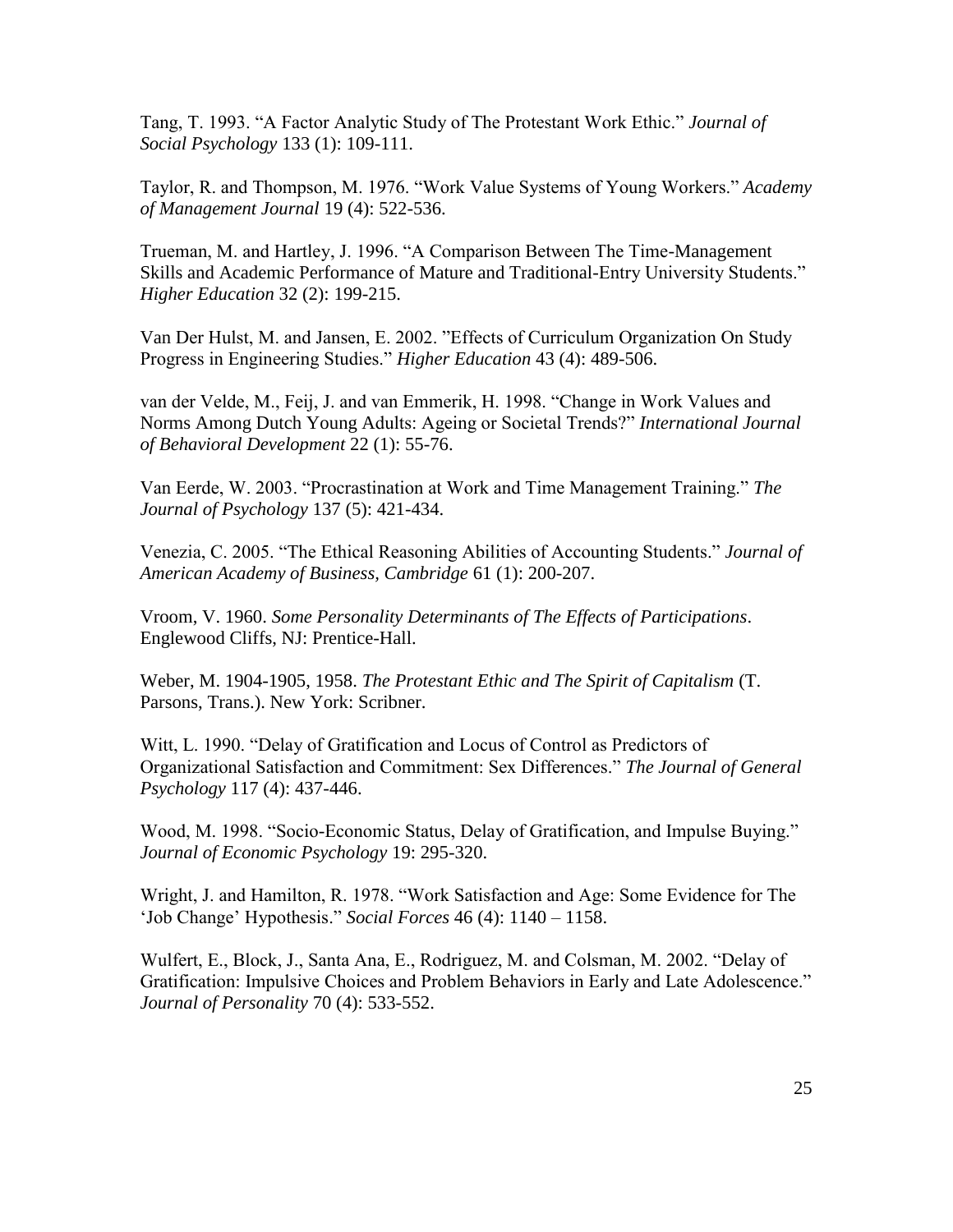Tang, T. 1993. "A Factor Analytic Study of The Protestant Work Ethic." *Journal of Social Psychology* 133 (1): 109-111.

Taylor, R. and Thompson, M. 1976. "Work Value Systems of Young Workers." *Academy of Management Journal* 19 (4): 522-536.

Trueman, M. and Hartley, J. 1996. "A Comparison Between The Time-Management Skills and Academic Performance of Mature and Traditional-Entry University Students." *Higher Education* 32 (2): 199-215.

Van Der Hulst, M. and Jansen, E. 2002. "Effects of Curriculum Organization On Study Progress in Engineering Studies." *Higher Education* 43 (4): 489-506.

van der Velde, M., Feij, J. and van Emmerik, H. 1998. "Change in Work Values and Norms Among Dutch Young Adults: Ageing or Societal Trends?" *International Journal of Behavioral Development* 22 (1): 55-76.

Van Eerde, W. 2003. "Procrastination at Work and Time Management Training." *The Journal of Psychology* 137 (5): 421-434.

Venezia, C. 2005. "The Ethical Reasoning Abilities of Accounting Students." *Journal of American Academy of Business, Cambridge* 61 (1): 200-207.

Vroom, V. 1960. *Some Personality Determinants of The Effects of Participations*. Englewood Cliffs, NJ: Prentice-Hall.

Weber, M. 1904-1905, 1958. *The Protestant Ethic and The Spirit of Capitalism* (T. Parsons, Trans.). New York: Scribner.

Witt, L. 1990. "Delay of Gratification and Locus of Control as Predictors of Organizational Satisfaction and Commitment: Sex Differences." *The Journal of General Psychology* 117 (4): 437-446.

Wood, M. 1998. "Socio-Economic Status, Delay of Gratification, and Impulse Buying." *Journal of Economic Psychology* 19: 295-320.

Wright, J. and Hamilton, R. 1978. "Work Satisfaction and Age: Some Evidence for The 'Job Change' Hypothesis." *Social Forces* 46 (4): 1140 – 1158.

Wulfert, E., Block, J., Santa Ana, E., Rodriguez, M. and Colsman, M. 2002. "Delay of Gratification: Impulsive Choices and Problem Behaviors in Early and Late Adolescence." *Journal of Personality* 70 (4): 533-552.